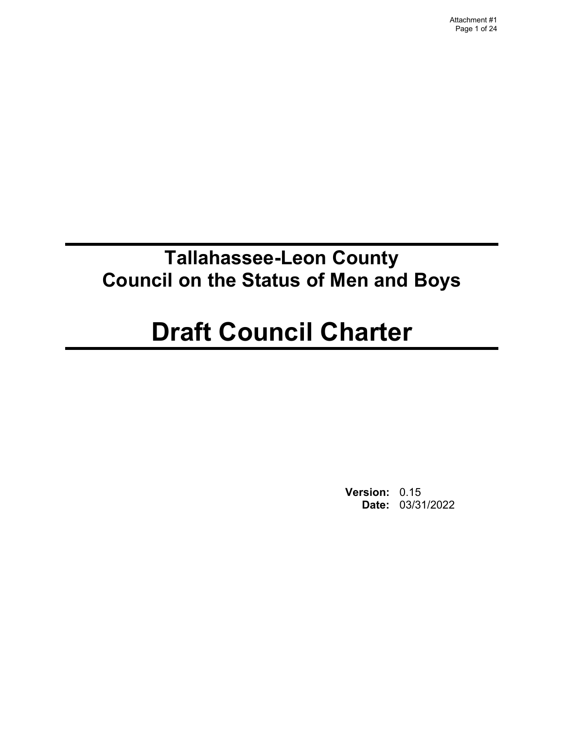# Tallahassee-Leon County
# Council on the Status of Men and Boys

# Draft Council Charter

**Version:** 0.15
**Date:** 03/31/2022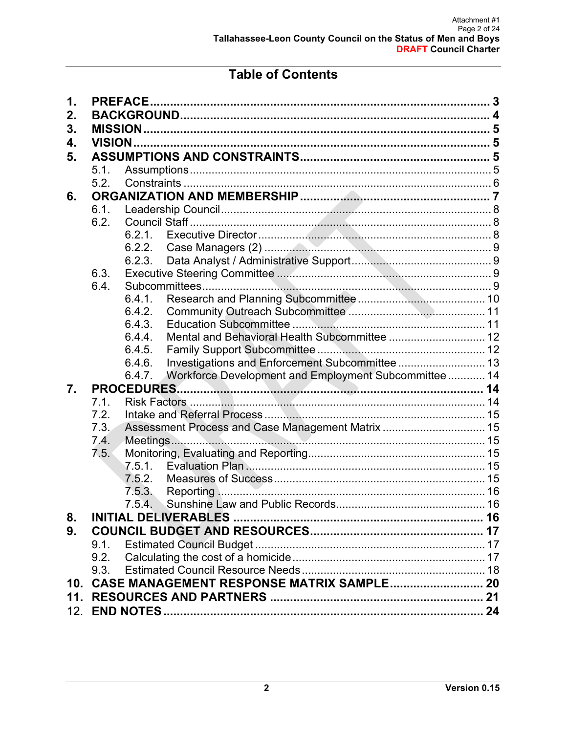# Table of Contents

1. **PREFACE** .......... 3
2. **BACKGROUND** .......... 4
3. **MISSION** .......... 5
4. **VISION** .......... 5
5. **ASSUMPTIONS AND CONSTRAINTS** .......... 5
   - 5.1. Assumptions .......... 5
   - 5.2. Constraints .......... 6
6. **ORGANIZATION AND MEMBERSHIP** .......... 7
   - 6.1. Leadership Council .......... 8
   - 6.2. Council Staff .......... 8
     - 6.2.1. Executive Director .......... 8
     - 6.2.2. Case Managers (2) .......... 9
     - 6.2.3. Data Analyst / Administrative Support .......... 9
   - 6.3. Executive Steering Committee .......... 9
   - 6.4. Subcommittees .......... 9
     - 6.4.1. Research and Planning Subcommittee .......... 10
     - 6.4.2. Community Outreach Subcommittee .......... 11
     - 6.4.3. Education Subcommittee .......... 11
     - 6.4.4. Mental and Behavioral Health Subcommittee .......... 12
     - 6.4.5. Family Support Subcommittee .......... 12
     - 6.4.6. Investigations and Enforcement Subcommittee .......... 13
     - 6.4.7. Workforce Development and Employment Subcommittee .......... 14
7. **PROCEDURES** .......... 14
   - 7.1. Risk Factors .......... 14
   - 7.2. Intake and Referral Process .......... 15
   - 7.3. Assessment Process and Case Management Matrix .......... 15
   - 7.4. Meetings .......... 15
   - 7.5. Monitoring, Evaluating and Reporting .......... 15
     - 7.5.1. Evaluation Plan .......... 15
     - 7.5.2. Measures of Success .......... 15
     - 7.5.3. Reporting .......... 16
     - 7.5.4. Sunshine Law and Public Records .......... 16
8. **INITIAL DELIVERABLES** .......... 16
9. **COUNCIL BUDGET AND RESOURCES** .......... 17
   - 9.1. Estimated Council Budget .......... 17
   - 9.2. Calculating the cost of a homicide .......... 17
   - 9.3. Estimated Council Resource Needs .......... 18
10. **CASE MANAGEMENT RESPONSE MATRIX SAMPLE** .......... 20
11. **RESOURCES AND PARTNERS** .......... 21
12. **END NOTES** .......... 24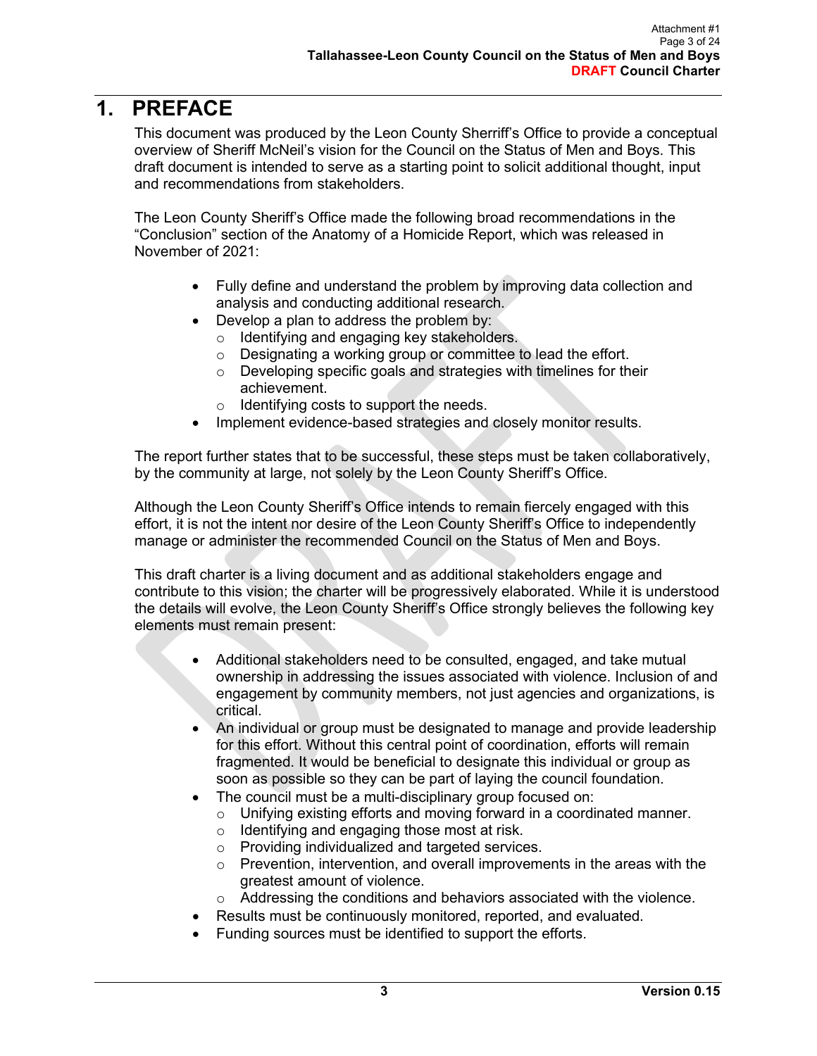# 1. PREFACE

This document was produced by the Leon County Sherriff's Office to provide a conceptual overview of Sheriff McNeil's vision for the Council on the Status of Men and Boys. This draft document is intended to serve as a starting point to solicit additional thought, input and recommendations from stakeholders.

The Leon County Sheriff's Office made the following broad recommendations in the "Conclusion" section of the Anatomy of a Homicide Report, which was released in November of 2021:

- Fully define and understand the problem by improving data collection and analysis and conducting additional research.
- Develop a plan to address the problem by:
  - Identifying and engaging key stakeholders.
  - Designating a working group or committee to lead the effort.
  - Developing specific goals and strategies with timelines for their achievement.
  - Identifying costs to support the needs.
- Implement evidence-based strategies and closely monitor results.

The report further states that to be successful, these steps must be taken collaboratively, by the community at large, not solely by the Leon County Sheriff's Office.

Although the Leon County Sheriff's Office intends to remain fiercely engaged with this effort, it is not the intent nor desire of the Leon County Sheriff's Office to independently manage or administer the recommended Council on the Status of Men and Boys.

This draft charter is a living document and as additional stakeholders engage and contribute to this vision; the charter will be progressively elaborated. While it is understood the details will evolve, the Leon County Sheriff's Office strongly believes the following key elements must remain present:

- Additional stakeholders need to be consulted, engaged, and take mutual ownership in addressing the issues associated with violence. Inclusion of and engagement by community members, not just agencies and organizations, is critical.
- An individual or group must be designated to manage and provide leadership for this effort. Without this central point of coordination, efforts will remain fragmented. It would be beneficial to designate this individual or group as soon as possible so they can be part of laying the council foundation.
- The council must be a multi-disciplinary group focused on:
  - Unifying existing efforts and moving forward in a coordinated manner.
  - Identifying and engaging those most at risk.
  - Providing individualized and targeted services.
  - Prevention, intervention, and overall improvements in the areas with the greatest amount of violence.
  - Addressing the conditions and behaviors associated with the violence.
- Results must be continuously monitored, reported, and evaluated.
- Funding sources must be identified to support the efforts.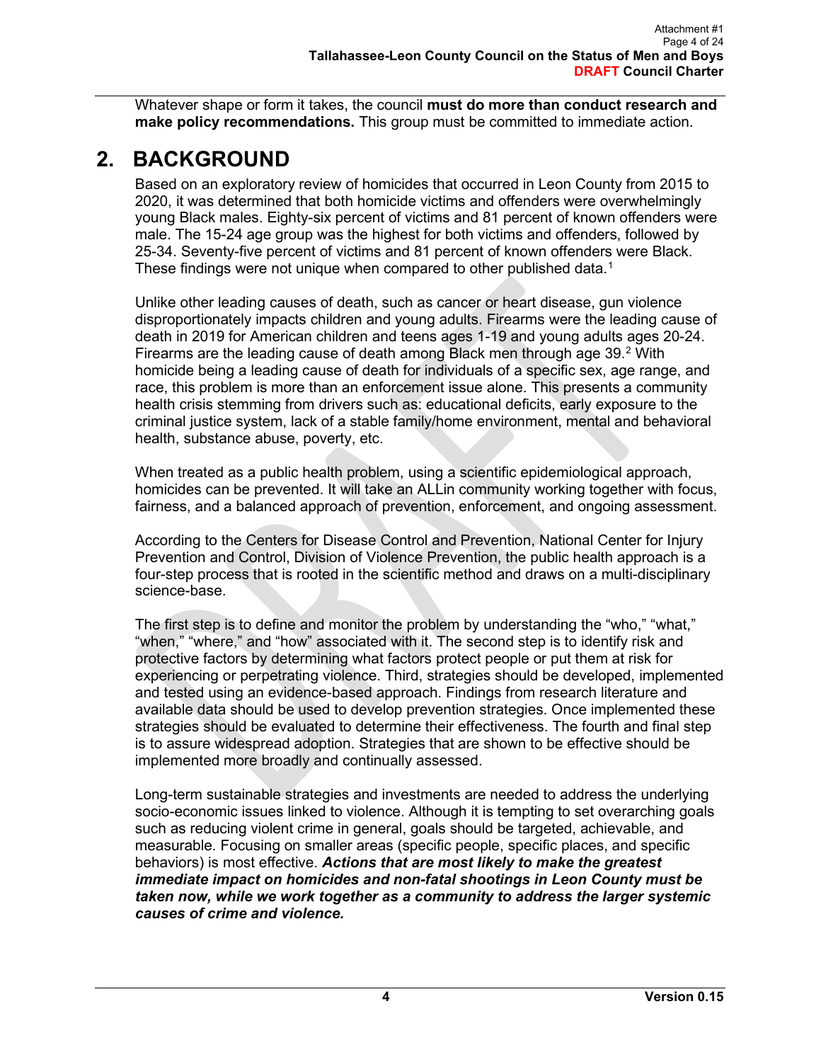Whatever shape or form it takes, the council **must do more than conduct research and make policy recommendations.** This group must be committed to immediate action.

# 2. BACKGROUND

Based on an exploratory review of homicides that occurred in Leon County from 2015 to 2020, it was determined that both homicide victims and offenders were overwhelmingly young Black males. Eighty-six percent of victims and 81 percent of known offenders were male. The 15-24 age group was the highest for both victims and offenders, followed by 25-34. Seventy-five percent of victims and 81 percent of known offenders were Black. These findings were not unique when compared to other published data.[1]

Unlike other leading causes of death, such as cancer or heart disease, gun violence disproportionately impacts children and young adults. Firearms were the leading cause of death in 2019 for American children and teens ages 1-19 and young adults ages 20-24. Firearms are the leading cause of death among Black men through age 39.[2] With homicide being a leading cause of death for individuals of a specific sex, age range, and race, this problem is more than an enforcement issue alone. This presents a community health crisis stemming from drivers such as: educational deficits, early exposure to the criminal justice system, lack of a stable family/home environment, mental and behavioral health, substance abuse, poverty, etc.

When treated as a public health problem, using a scientific epidemiological approach, homicides can be prevented. It will take an ALLin community working together with focus, fairness, and a balanced approach of prevention, enforcement, and ongoing assessment.

According to the Centers for Disease Control and Prevention, National Center for Injury Prevention and Control, Division of Violence Prevention, the public health approach is a four-step process that is rooted in the scientific method and draws on a multi-disciplinary science-base.

The first step is to define and monitor the problem by understanding the “who,” “what,” “when,” “where,” and “how” associated with it. The second step is to identify risk and protective factors by determining what factors protect people or put them at risk for experiencing or perpetrating violence. Third, strategies should be developed, implemented and tested using an evidence-based approach. Findings from research literature and available data should be used to develop prevention strategies. Once implemented these strategies should be evaluated to determine their effectiveness. The fourth and final step is to assure widespread adoption. Strategies that are shown to be effective should be implemented more broadly and continually assessed.

Long-term sustainable strategies and investments are needed to address the underlying socio-economic issues linked to violence. Although it is tempting to set overarching goals such as reducing violent crime in general, goals should be targeted, achievable, and measurable. Focusing on smaller areas (specific people, specific places, and specific behaviors) is most effective. ***Actions that are most likely to make the greatest immediate impact on homicides and non-fatal shootings in Leon County must be taken now, while we work together as a community to address the larger systemic causes of crime and violence.***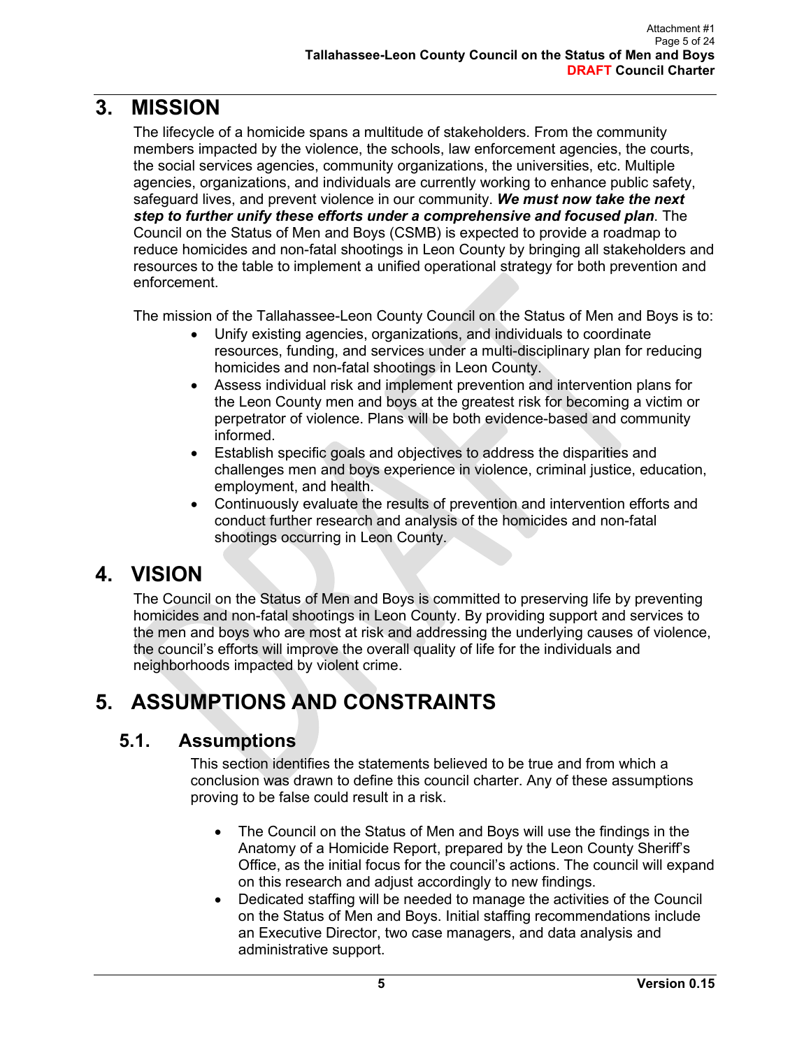# 3. MISSION

The lifecycle of a homicide spans a multitude of stakeholders. From the community members impacted by the violence, the schools, law enforcement agencies, the courts, the social services agencies, community organizations, the universities, etc. Multiple agencies, organizations, and individuals are currently working to enhance public safety, safeguard lives, and prevent violence in our community. ***We must now take the next step to further unify these efforts under a comprehensive and focused plan***. The Council on the Status of Men and Boys (CSMB) is expected to provide a roadmap to reduce homicides and non-fatal shootings in Leon County by bringing all stakeholders and resources to the table to implement a unified operational strategy for both prevention and enforcement.

The mission of the Tallahassee-Leon County Council on the Status of Men and Boys is to:

- Unify existing agencies, organizations, and individuals to coordinate resources, funding, and services under a multi-disciplinary plan for reducing homicides and non-fatal shootings in Leon County.
- Assess individual risk and implement prevention and intervention plans for the Leon County men and boys at the greatest risk for becoming a victim or perpetrator of violence. Plans will be both evidence-based and community informed.
- Establish specific goals and objectives to address the disparities and challenges men and boys experience in violence, criminal justice, education, employment, and health.
- Continuously evaluate the results of prevention and intervention efforts and conduct further research and analysis of the homicides and non-fatal shootings occurring in Leon County.

# 4. VISION

The Council on the Status of Men and Boys is committed to preserving life by preventing homicides and non-fatal shootings in Leon County. By providing support and services to the men and boys who are most at risk and addressing the underlying causes of violence, the council's efforts will improve the overall quality of life for the individuals and neighborhoods impacted by violent crime.

# 5. ASSUMPTIONS AND CONSTRAINTS

## 5.1. Assumptions

This section identifies the statements believed to be true and from which a conclusion was drawn to define this council charter. Any of these assumptions proving to be false could result in a risk.

- The Council on the Status of Men and Boys will use the findings in the Anatomy of a Homicide Report, prepared by the Leon County Sheriff's Office, as the initial focus for the council's actions. The council will expand on this research and adjust accordingly to new findings.
- Dedicated staffing will be needed to manage the activities of the Council on the Status of Men and Boys. Initial staffing recommendations include an Executive Director, two case managers, and data analysis and administrative support.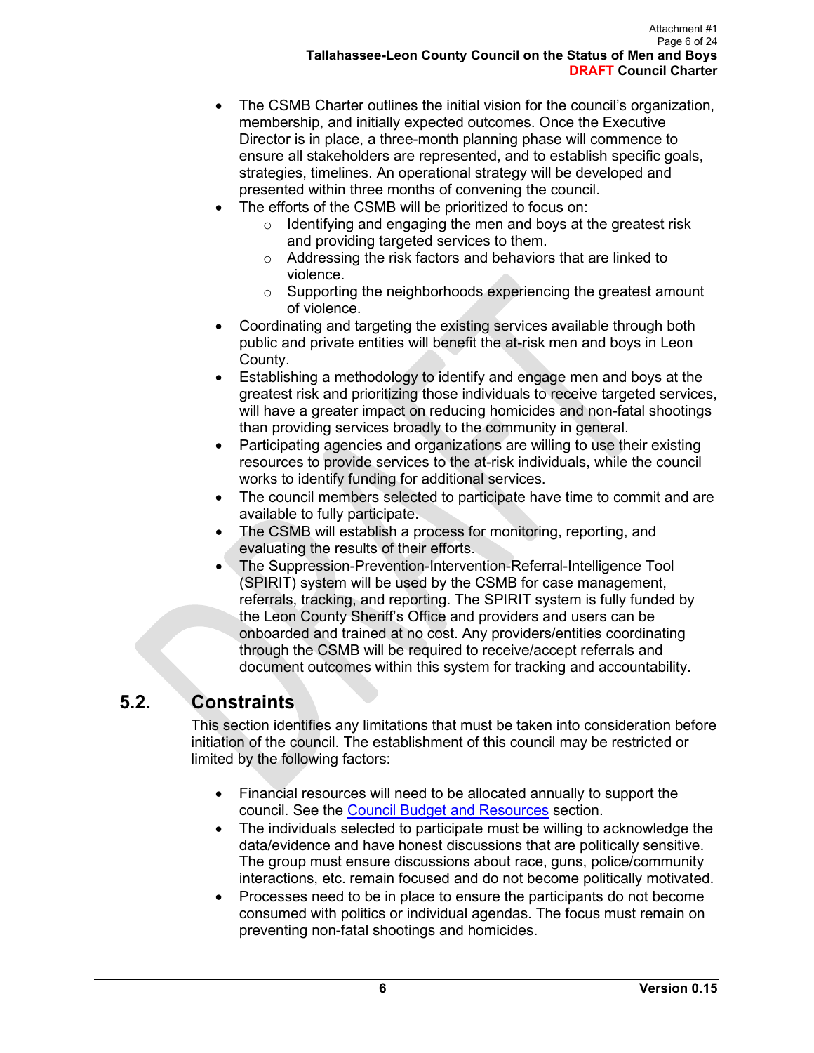- The CSMB Charter outlines the initial vision for the council's organization, membership, and initially expected outcomes. Once the Executive Director is in place, a three-month planning phase will commence to ensure all stakeholders are represented, and to establish specific goals, strategies, timelines. An operational strategy will be developed and presented within three months of convening the council.
- The efforts of the CSMB will be prioritized to focus on:
  - Identifying and engaging the men and boys at the greatest risk and providing targeted services to them.
  - Addressing the risk factors and behaviors that are linked to violence.
  - Supporting the neighborhoods experiencing the greatest amount of violence.
- Coordinating and targeting the existing services available through both public and private entities will benefit the at-risk men and boys in Leon County.
- Establishing a methodology to identify and engage men and boys at the greatest risk and prioritizing those individuals to receive targeted services, will have a greater impact on reducing homicides and non-fatal shootings than providing services broadly to the community in general.
- Participating agencies and organizations are willing to use their existing resources to provide services to the at-risk individuals, while the council works to identify funding for additional services.
- The council members selected to participate have time to commit and are available to fully participate.
- The CSMB will establish a process for monitoring, reporting, and evaluating the results of their efforts.
- The Suppression-Prevention-Intervention-Referral-Intelligence Tool (SPIRIT) system will be used by the CSMB for case management, referrals, tracking, and reporting. The SPIRIT system is fully funded by the Leon County Sheriff's Office and providers and users can be onboarded and trained at no cost. Any providers/entities coordinating through the CSMB will be required to receive/accept referrals and document outcomes within this system for tracking and accountability.

## 5.2. Constraints

This section identifies any limitations that must be taken into consideration before initiation of the council. The establishment of this council may be restricted or limited by the following factors:

- Financial resources will need to be allocated annually to support the council. See the Council Budget and Resources section.
- The individuals selected to participate must be willing to acknowledge the data/evidence and have honest discussions that are politically sensitive. The group must ensure discussions about race, guns, police/community interactions, etc. remain focused and do not become politically motivated.
- Processes need to be in place to ensure the participants do not become consumed with politics or individual agendas. The focus must remain on preventing non-fatal shootings and homicides.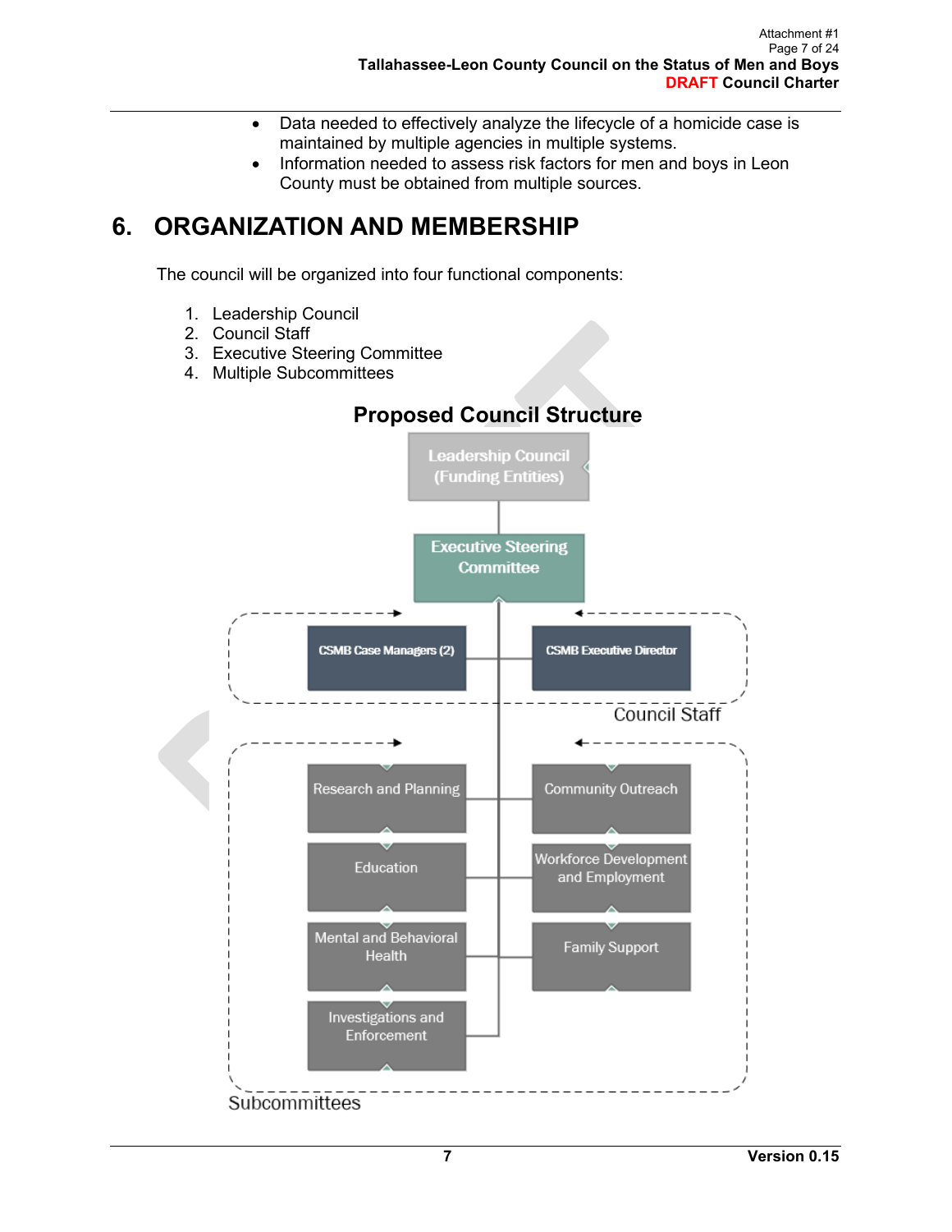- Data needed to effectively analyze the lifecycle of a homicide case is maintained by multiple agencies in multiple systems.
- Information needed to assess risk factors for men and boys in Leon County must be obtained from multiple sources.

# 6. ORGANIZATION AND MEMBERSHIP

The council will be organized into four functional components:

1. Leadership Council
2. Council Staff
3. Executive Steering Committee
4. Multiple Subcommittees

**Proposed Council Structure**

Leadership Council (Funding Entities)

Executive Steering Committee

CSMB Case Managers (2)

CSMB Executive Director

Council Staff

Research and Planning

Community Outreach

Education

Workforce Development and Employment

Mental and Behavioral Health

Family Support

Investigations and Enforcement

Subcommittees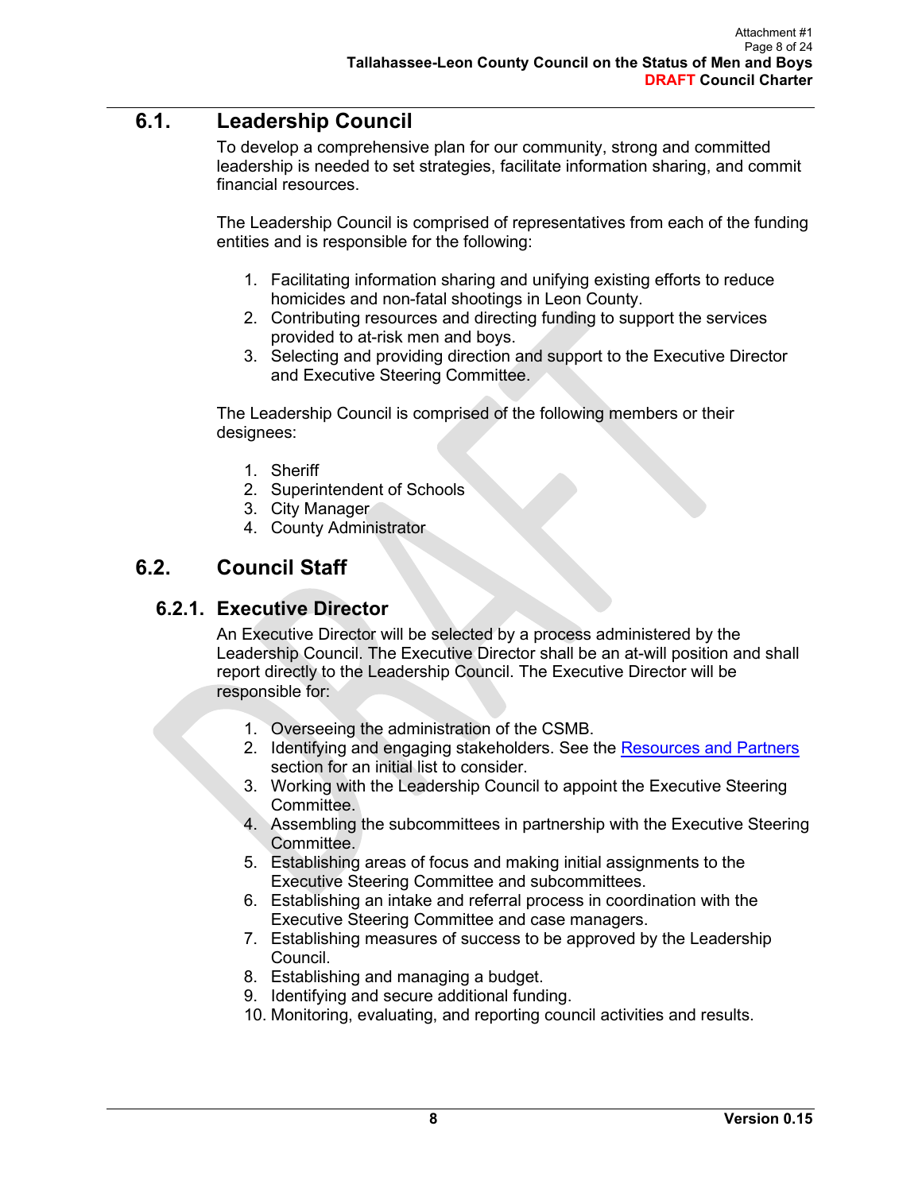## 6.1. Leadership Council

To develop a comprehensive plan for our community, strong and committed leadership is needed to set strategies, facilitate information sharing, and commit financial resources.

The Leadership Council is comprised of representatives from each of the funding entities and is responsible for the following:

1. Facilitating information sharing and unifying existing efforts to reduce homicides and non-fatal shootings in Leon County.
2. Contributing resources and directing funding to support the services provided to at-risk men and boys.
3. Selecting and providing direction and support to the Executive Director and Executive Steering Committee.

The Leadership Council is comprised of the following members or their designees:

1. Sheriff
2. Superintendent of Schools
3. City Manager
4. County Administrator

## 6.2. Council Staff

### 6.2.1. Executive Director

An Executive Director will be selected by a process administered by the Leadership Council. The Executive Director shall be an at-will position and shall report directly to the Leadership Council. The Executive Director will be responsible for:

1. Overseeing the administration of the CSMB.
2. Identifying and engaging stakeholders. See the Resources and Partners section for an initial list to consider.
3. Working with the Leadership Council to appoint the Executive Steering Committee.
4. Assembling the subcommittees in partnership with the Executive Steering Committee.
5. Establishing areas of focus and making initial assignments to the Executive Steering Committee and subcommittees.
6. Establishing an intake and referral process in coordination with the Executive Steering Committee and case managers.
7. Establishing measures of success to be approved by the Leadership Council.
8. Establishing and managing a budget.
9. Identifying and secure additional funding.
10. Monitoring, evaluating, and reporting council activities and results.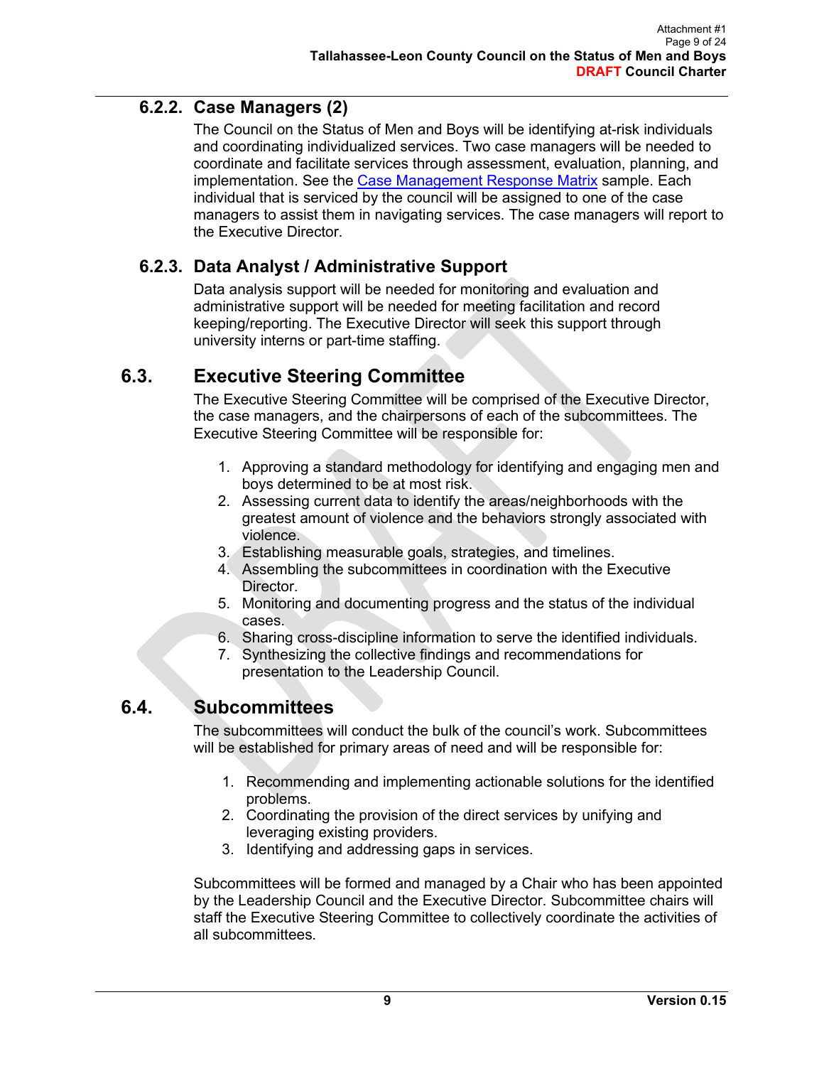### 6.2.2. Case Managers (2)

The Council on the Status of Men and Boys will be identifying at-risk individuals and coordinating individualized services. Two case managers will be needed to coordinate and facilitate services through assessment, evaluation, planning, and implementation. See the Case Management Response Matrix sample. Each individual that is serviced by the council will be assigned to one of the case managers to assist them in navigating services. The case managers will report to the Executive Director.

### 6.2.3. Data Analyst / Administrative Support

Data analysis support will be needed for monitoring and evaluation and administrative support will be needed for meeting facilitation and record keeping/reporting. The Executive Director will seek this support through university interns or part-time staffing.

## 6.3. Executive Steering Committee

The Executive Steering Committee will be comprised of the Executive Director, the case managers, and the chairpersons of each of the subcommittees. The Executive Steering Committee will be responsible for:

1. Approving a standard methodology for identifying and engaging men and boys determined to be at most risk.
2. Assessing current data to identify the areas/neighborhoods with the greatest amount of violence and the behaviors strongly associated with violence.
3. Establishing measurable goals, strategies, and timelines.
4. Assembling the subcommittees in coordination with the Executive Director.
5. Monitoring and documenting progress and the status of the individual cases.
6. Sharing cross-discipline information to serve the identified individuals.
7. Synthesizing the collective findings and recommendations for presentation to the Leadership Council.

## 6.4. Subcommittees

The subcommittees will conduct the bulk of the council's work. Subcommittees will be established for primary areas of need and will be responsible for:

1. Recommending and implementing actionable solutions for the identified problems.
2. Coordinating the provision of the direct services by unifying and leveraging existing providers.
3. Identifying and addressing gaps in services.

Subcommittees will be formed and managed by a Chair who has been appointed by the Leadership Council and the Executive Director. Subcommittee chairs will staff the Executive Steering Committee to collectively coordinate the activities of all subcommittees.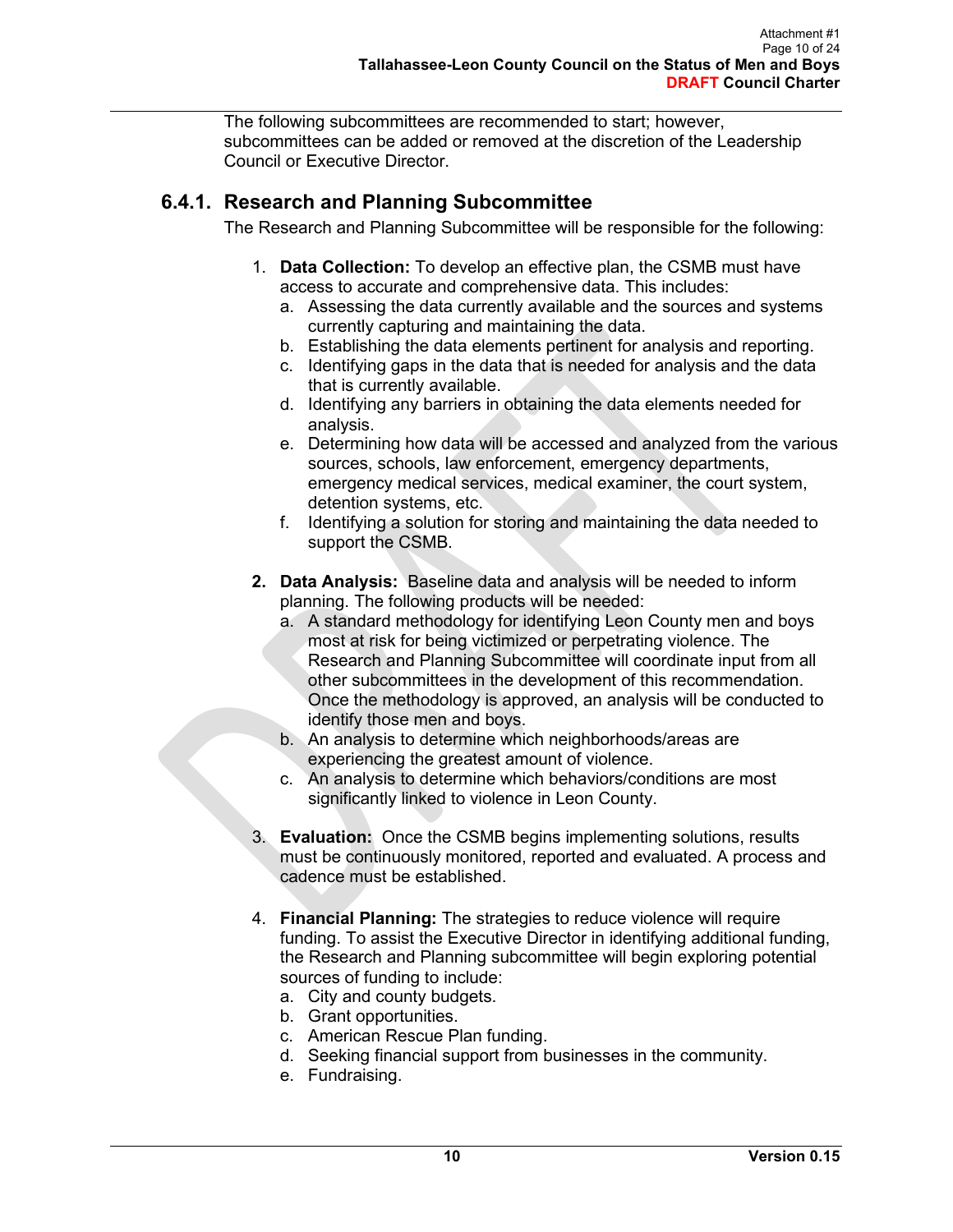The following subcommittees are recommended to start; however, subcommittees can be added or removed at the discretion of the Leadership Council or Executive Director.

### 6.4.1. Research and Planning Subcommittee

The Research and Planning Subcommittee will be responsible for the following:

1. **Data Collection:** To develop an effective plan, the CSMB must have access to accurate and comprehensive data. This includes:
   a. Assessing the data currently available and the sources and systems currently capturing and maintaining the data.
   b. Establishing the data elements pertinent for analysis and reporting.
   c. Identifying gaps in the data that is needed for analysis and the data that is currently available.
   d. Identifying any barriers in obtaining the data elements needed for analysis.
   e. Determining how data will be accessed and analyzed from the various sources, schools, law enforcement, emergency departments, emergency medical services, medical examiner, the court system, detention systems, etc.
   f. Identifying a solution for storing and maintaining the data needed to support the CSMB.

2. **Data Analysis:** Baseline data and analysis will be needed to inform planning. The following products will be needed:
   a. A standard methodology for identifying Leon County men and boys most at risk for being victimized or perpetrating violence. The Research and Planning Subcommittee will coordinate input from all other subcommittees in the development of this recommendation. Once the methodology is approved, an analysis will be conducted to identify those men and boys.
   b. An analysis to determine which neighborhoods/areas are experiencing the greatest amount of violence.
   c. An analysis to determine which behaviors/conditions are most significantly linked to violence in Leon County.

3. **Evaluation:** Once the CSMB begins implementing solutions, results must be continuously monitored, reported and evaluated. A process and cadence must be established.

4. **Financial Planning:** The strategies to reduce violence will require funding. To assist the Executive Director in identifying additional funding, the Research and Planning subcommittee will begin exploring potential sources of funding to include:
   a. City and county budgets.
   b. Grant opportunities.
   c. American Rescue Plan funding.
   d. Seeking financial support from businesses in the community.
   e. Fundraising.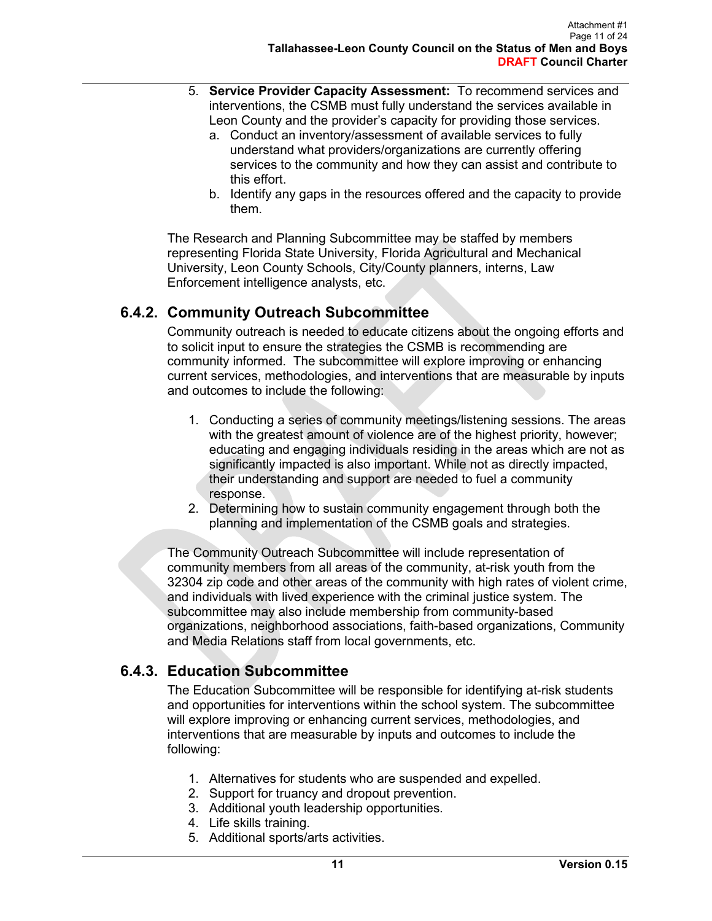5. **Service Provider Capacity Assessment:** To recommend services and interventions, the CSMB must fully understand the services available in Leon County and the provider's capacity for providing those services.
   a. Conduct an inventory/assessment of available services to fully understand what providers/organizations are currently offering services to the community and how they can assist and contribute to this effort.
   b. Identify any gaps in the resources offered and the capacity to provide them.

The Research and Planning Subcommittee may be staffed by members representing Florida State University, Florida Agricultural and Mechanical University, Leon County Schools, City/County planners, interns, Law Enforcement intelligence analysts, etc.

### 6.4.2. Community Outreach Subcommittee

Community outreach is needed to educate citizens about the ongoing efforts and to solicit input to ensure the strategies the CSMB is recommending are community informed. The subcommittee will explore improving or enhancing current services, methodologies, and interventions that are measurable by inputs and outcomes to include the following:

1. Conducting a series of community meetings/listening sessions. The areas with the greatest amount of violence are of the highest priority, however; educating and engaging individuals residing in the areas which are not as significantly impacted is also important. While not as directly impacted, their understanding and support are needed to fuel a community response.
2. Determining how to sustain community engagement through both the planning and implementation of the CSMB goals and strategies.

The Community Outreach Subcommittee will include representation of community members from all areas of the community, at-risk youth from the 32304 zip code and other areas of the community with high rates of violent crime, and individuals with lived experience with the criminal justice system. The subcommittee may also include membership from community-based organizations, neighborhood associations, faith-based organizations, Community and Media Relations staff from local governments, etc.

### 6.4.3. Education Subcommittee

The Education Subcommittee will be responsible for identifying at-risk students and opportunities for interventions within the school system. The subcommittee will explore improving or enhancing current services, methodologies, and interventions that are measurable by inputs and outcomes to include the following:

1. Alternatives for students who are suspended and expelled.
2. Support for truancy and dropout prevention.
3. Additional youth leadership opportunities.
4. Life skills training.
5. Additional sports/arts activities.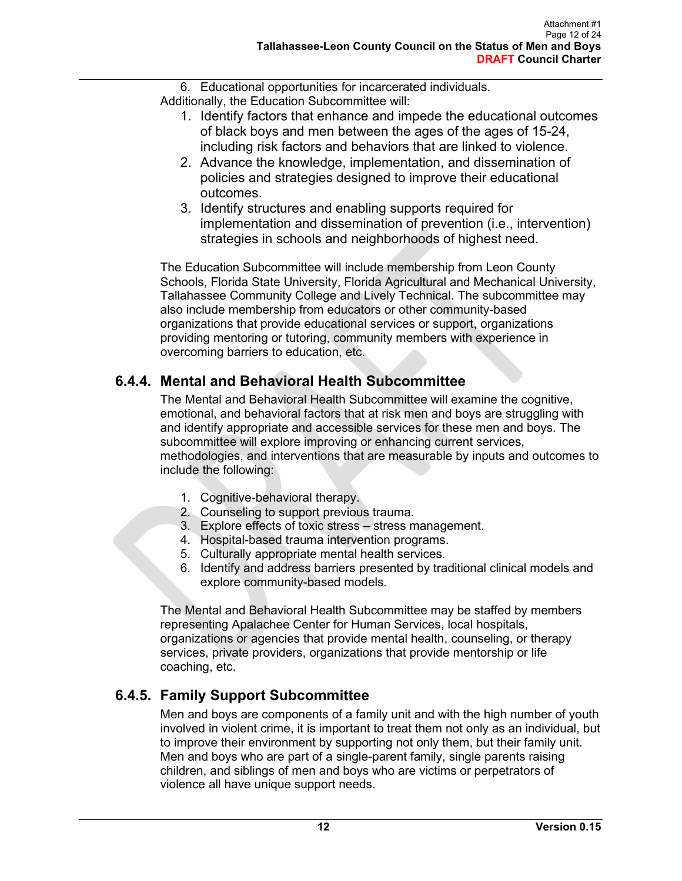6. Educational opportunities for incarcerated individuals.

Additionally, the Education Subcommittee will:

1. Identify factors that enhance and impede the educational outcomes of black boys and men between the ages of the ages of 15-24, including risk factors and behaviors that are linked to violence.
2. Advance the knowledge, implementation, and dissemination of policies and strategies designed to improve their educational outcomes.
3. Identify structures and enabling supports required for implementation and dissemination of prevention (i.e., intervention) strategies in schools and neighborhoods of highest need.

The Education Subcommittee will include membership from Leon County Schools, Florida State University, Florida Agricultural and Mechanical University, Tallahassee Community College and Lively Technical. The subcommittee may also include membership from educators or other community-based organizations that provide educational services or support, organizations providing mentoring or tutoring, community members with experience in overcoming barriers to education, etc.

### 6.4.4. Mental and Behavioral Health Subcommittee

The Mental and Behavioral Health Subcommittee will examine the cognitive, emotional, and behavioral factors that at risk men and boys are struggling with and identify appropriate and accessible services for these men and boys. The subcommittee will explore improving or enhancing current services, methodologies, and interventions that are measurable by inputs and outcomes to include the following:

1. Cognitive-behavioral therapy.
2. Counseling to support previous trauma.
3. Explore effects of toxic stress – stress management.
4. Hospital-based trauma intervention programs.
5. Culturally appropriate mental health services.
6. Identify and address barriers presented by traditional clinical models and explore community-based models.

The Mental and Behavioral Health Subcommittee may be staffed by members representing Apalachee Center for Human Services, local hospitals, organizations or agencies that provide mental health, counseling, or therapy services, private providers, organizations that provide mentorship or life coaching, etc.

### 6.4.5. Family Support Subcommittee

Men and boys are components of a family unit and with the high number of youth involved in violent crime, it is important to treat them not only as an individual, but to improve their environment by supporting not only them, but their family unit. Men and boys who are part of a single-parent family, single parents raising children, and siblings of men and boys who are victims or perpetrators of violence all have unique support needs.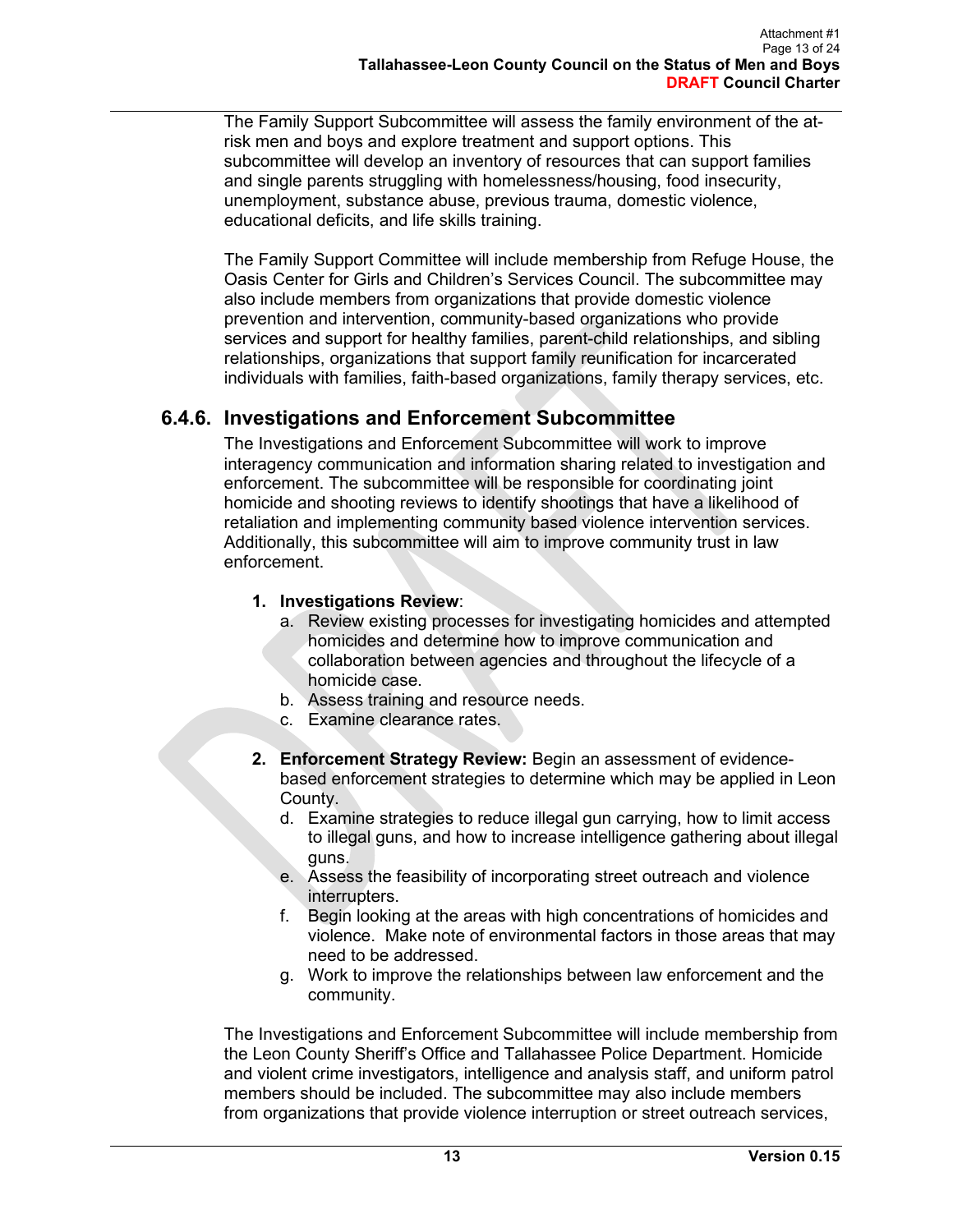The Family Support Subcommittee will assess the family environment of the at-risk men and boys and explore treatment and support options. This subcommittee will develop an inventory of resources that can support families and single parents struggling with homelessness/housing, food insecurity, unemployment, substance abuse, previous trauma, domestic violence, educational deficits, and life skills training.

The Family Support Committee will include membership from Refuge House, the Oasis Center for Girls and Children's Services Council. The subcommittee may also include members from organizations that provide domestic violence prevention and intervention, community-based organizations who provide services and support for healthy families, parent-child relationships, and sibling relationships, organizations that support family reunification for incarcerated individuals with families, faith-based organizations, family therapy services, etc.

### 6.4.6. Investigations and Enforcement Subcommittee

The Investigations and Enforcement Subcommittee will work to improve interagency communication and information sharing related to investigation and enforcement. The subcommittee will be responsible for coordinating joint homicide and shooting reviews to identify shootings that have a likelihood of retaliation and implementing community based violence intervention services. Additionally, this subcommittee will aim to improve community trust in law enforcement.

1. **Investigations Review**:
   a. Review existing processes for investigating homicides and attempted homicides and determine how to improve communication and collaboration between agencies and throughout the lifecycle of a homicide case.
   b. Assess training and resource needs.
   c. Examine clearance rates.

2. **Enforcement Strategy Review:** Begin an assessment of evidence-based enforcement strategies to determine which may be applied in Leon County.
   d. Examine strategies to reduce illegal gun carrying, how to limit access to illegal guns, and how to increase intelligence gathering about illegal guns.
   e. Assess the feasibility of incorporating street outreach and violence interrupters.
   f. Begin looking at the areas with high concentrations of homicides and violence. Make note of environmental factors in those areas that may need to be addressed.
   g. Work to improve the relationships between law enforcement and the community.

The Investigations and Enforcement Subcommittee will include membership from the Leon County Sheriff's Office and Tallahassee Police Department. Homicide and violent crime investigators, intelligence and analysis staff, and uniform patrol members should be included. The subcommittee may also include members from organizations that provide violence interruption or street outreach services,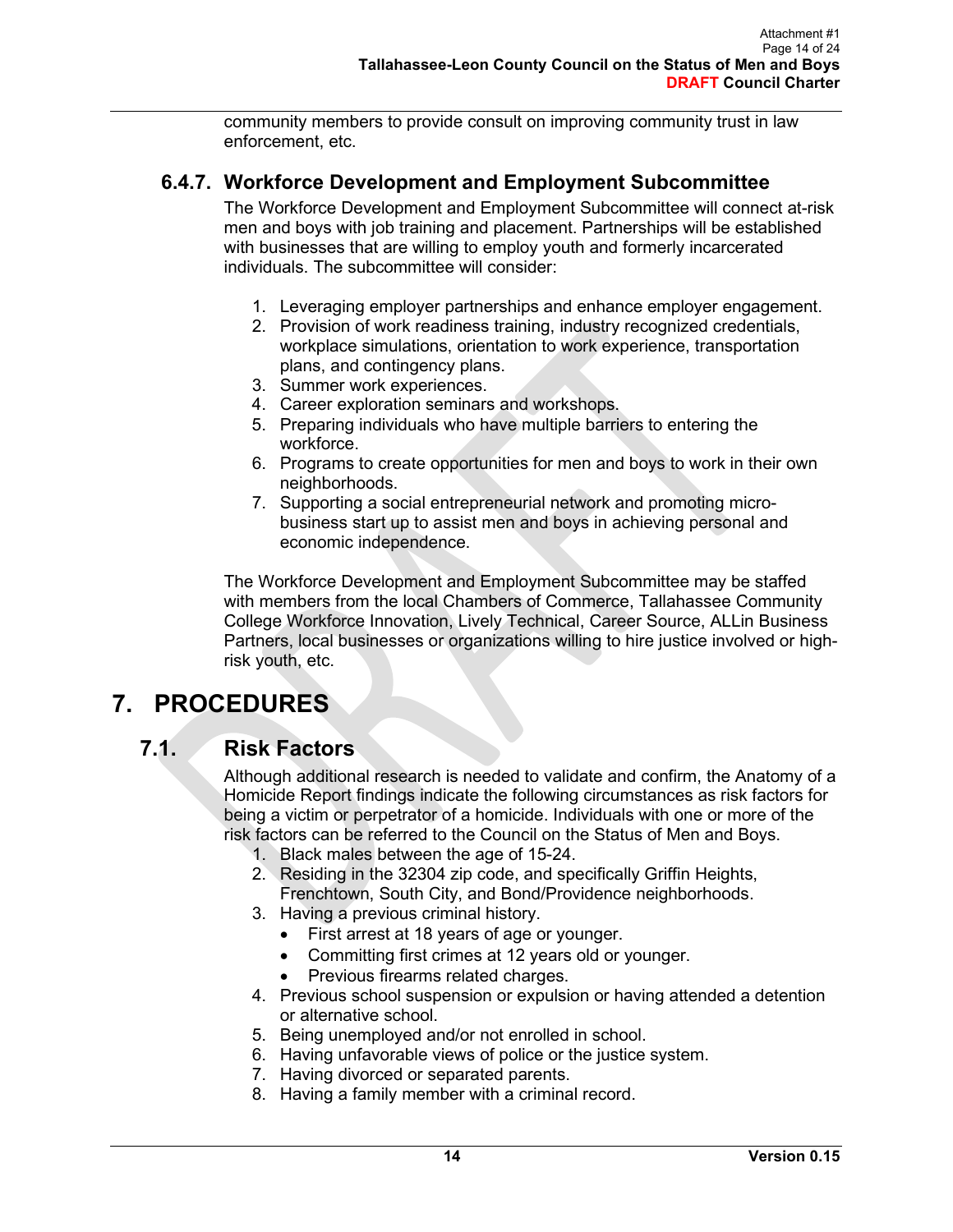community members to provide consult on improving community trust in law enforcement, etc.

### 6.4.7. Workforce Development and Employment Subcommittee

The Workforce Development and Employment Subcommittee will connect at-risk men and boys with job training and placement. Partnerships will be established with businesses that are willing to employ youth and formerly incarcerated individuals. The subcommittee will consider:

1. Leveraging employer partnerships and enhance employer engagement.
2. Provision of work readiness training, industry recognized credentials, workplace simulations, orientation to work experience, transportation plans, and contingency plans.
3. Summer work experiences.
4. Career exploration seminars and workshops.
5. Preparing individuals who have multiple barriers to entering the workforce.
6. Programs to create opportunities for men and boys to work in their own neighborhoods.
7. Supporting a social entrepreneurial network and promoting micro-business start up to assist men and boys in achieving personal and economic independence.

The Workforce Development and Employment Subcommittee may be staffed with members from the local Chambers of Commerce, Tallahassee Community College Workforce Innovation, Lively Technical, Career Source, ALLin Business Partners, local businesses or organizations willing to hire justice involved or high-risk youth, etc.

# 7. PROCEDURES

## 7.1. Risk Factors

Although additional research is needed to validate and confirm, the Anatomy of a Homicide Report findings indicate the following circumstances as risk factors for being a victim or perpetrator of a homicide. Individuals with one or more of the risk factors can be referred to the Council on the Status of Men and Boys.

1. Black males between the age of 15-24.
2. Residing in the 32304 zip code, and specifically Griffin Heights, Frenchtown, South City, and Bond/Providence neighborhoods.
3. Having a previous criminal history.
   - First arrest at 18 years of age or younger.
   - Committing first crimes at 12 years old or younger.
   - Previous firearms related charges.
4. Previous school suspension or expulsion or having attended a detention or alternative school.
5. Being unemployed and/or not enrolled in school.
6. Having unfavorable views of police or the justice system.
7. Having divorced or separated parents.
8. Having a family member with a criminal record.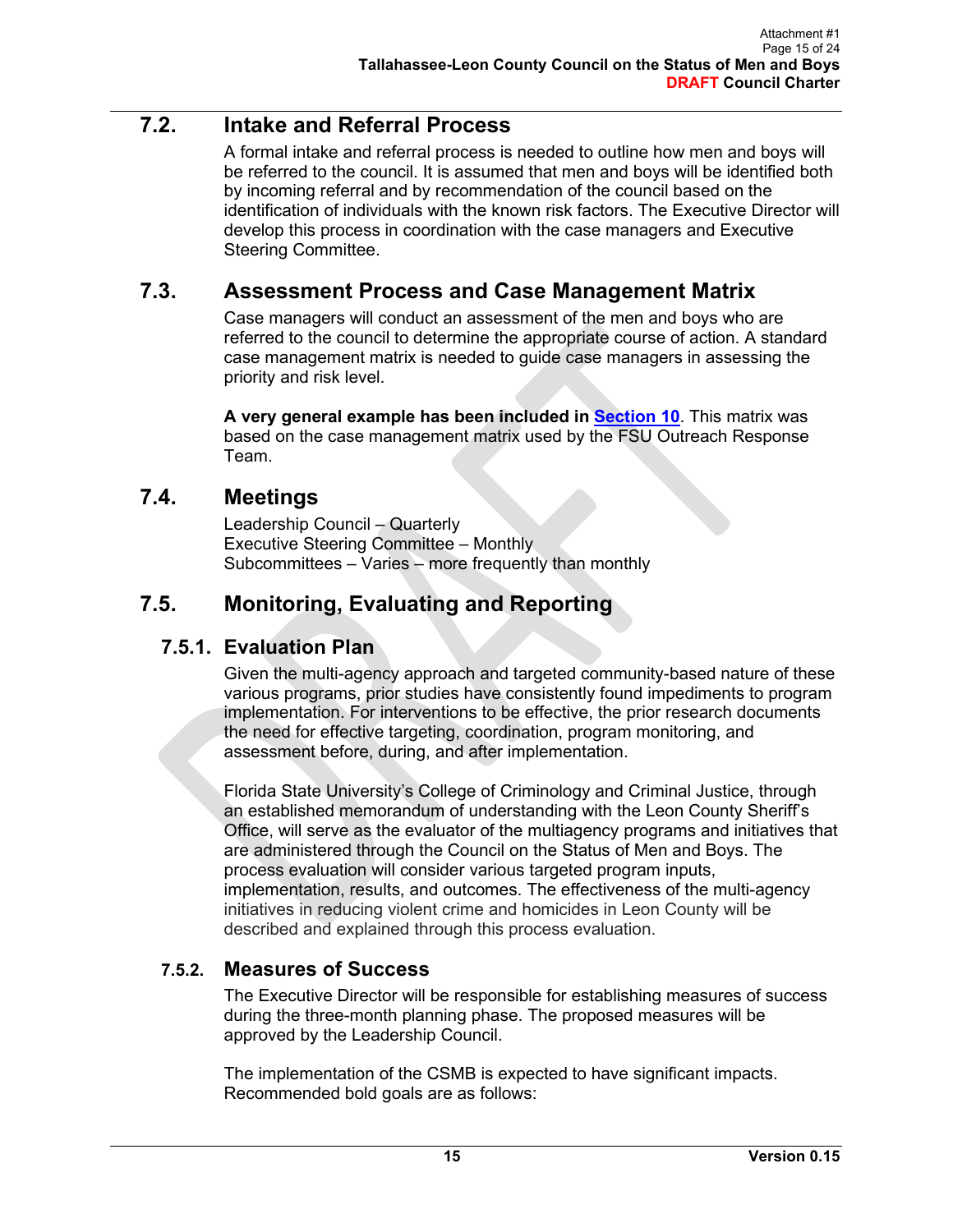## 7.2. Intake and Referral Process

A formal intake and referral process is needed to outline how men and boys will be referred to the council. It is assumed that men and boys will be identified both by incoming referral and by recommendation of the council based on the identification of individuals with the known risk factors. The Executive Director will develop this process in coordination with the case managers and Executive Steering Committee.

## 7.3. Assessment Process and Case Management Matrix

Case managers will conduct an assessment of the men and boys who are referred to the council to determine the appropriate course of action. A standard case management matrix is needed to guide case managers in assessing the priority and risk level.

**A very general example has been included in Section 10**. This matrix was based on the case management matrix used by the FSU Outreach Response Team.

## 7.4. Meetings

Leadership Council – Quarterly
Executive Steering Committee – Monthly
Subcommittees – Varies – more frequently than monthly

## 7.5. Monitoring, Evaluating and Reporting

### 7.5.1. Evaluation Plan

Given the multi-agency approach and targeted community-based nature of these various programs, prior studies have consistently found impediments to program implementation. For interventions to be effective, the prior research documents the need for effective targeting, coordination, program monitoring, and assessment before, during, and after implementation.

Florida State University's College of Criminology and Criminal Justice, through an established memorandum of understanding with the Leon County Sheriff's Office, will serve as the evaluator of the multiagency programs and initiatives that are administered through the Council on the Status of Men and Boys. The process evaluation will consider various targeted program inputs, implementation, results, and outcomes. The effectiveness of the multi-agency initiatives in reducing violent crime and homicides in Leon County will be described and explained through this process evaluation.

### 7.5.2. Measures of Success

The Executive Director will be responsible for establishing measures of success during the three-month planning phase. The proposed measures will be approved by the Leadership Council.

The implementation of the CSMB is expected to have significant impacts. Recommended bold goals are as follows: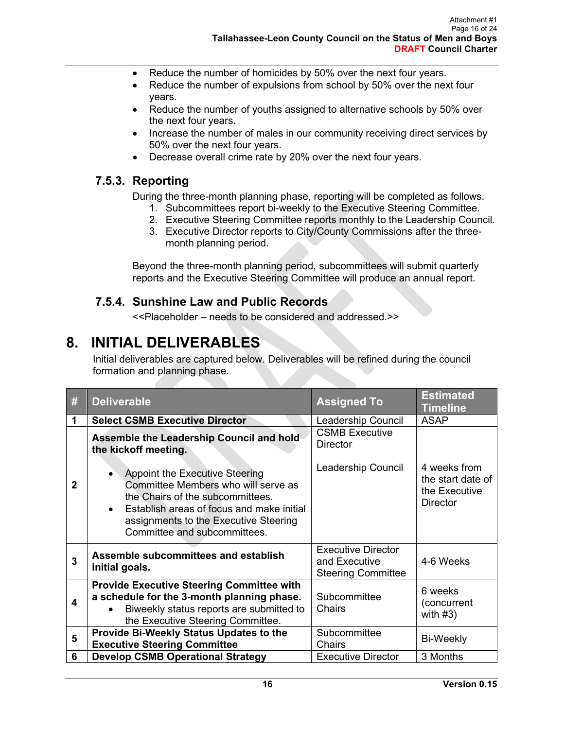- Reduce the number of homicides by 50% over the next four years.
- Reduce the number of expulsions from school by 50% over the next four years.
- Reduce the number of youths assigned to alternative schools by 50% over the next four years.
- Increase the number of males in our community receiving direct services by 50% over the next four years.
- Decrease overall crime rate by 20% over the next four years.

### 7.5.3. Reporting

During the three-month planning phase, reporting will be completed as follows.

1. Subcommittees report bi-weekly to the Executive Steering Committee.
2. Executive Steering Committee reports monthly to the Leadership Council.
3. Executive Director reports to City/County Commissions after the three-month planning period.

Beyond the three-month planning period, subcommittees will submit quarterly reports and the Executive Steering Committee will produce an annual report.

### 7.5.4. Sunshine Law and Public Records

<<Placeholder – needs to be considered and addressed.>>

# 8. INITIAL DELIVERABLES

Initial deliverables are captured below. Deliverables will be refined during the council formation and planning phase.

| # | Deliverable | Assigned To | Estimated Timeline |
|---|---|---|---|
| 1 | **Select CSMB Executive Director** | Leadership Council | ASAP |
| 2 | **Assemble the Leadership Council and hold the kickoff meeting.**<br>• Appoint the Executive Steering Committee Members who will serve as the Chairs of the subcommittees.<br>• Establish areas of focus and make initial assignments to the Executive Steering Committee and subcommittees. | CSMB Executive Director<br><br>Leadership Council | 4 weeks from the start date of the Executive Director |
| 3 | **Assemble subcommittees and establish initial goals.** | Executive Director and Executive Steering Committee | 4-6 Weeks |
| 4 | **Provide Executive Steering Committee with a schedule for the 3-month planning phase.**<br>• Biweekly status reports are submitted to the Executive Steering Committee. | Subcommittee Chairs | 6 weeks (concurrent with #3) |
| 5 | **Provide Bi-Weekly Status Updates to the Executive Steering Committee** | Subcommittee Chairs | Bi-Weekly |
| 6 | **Develop CSMB Operational Strategy** | Executive Director | 3 Months |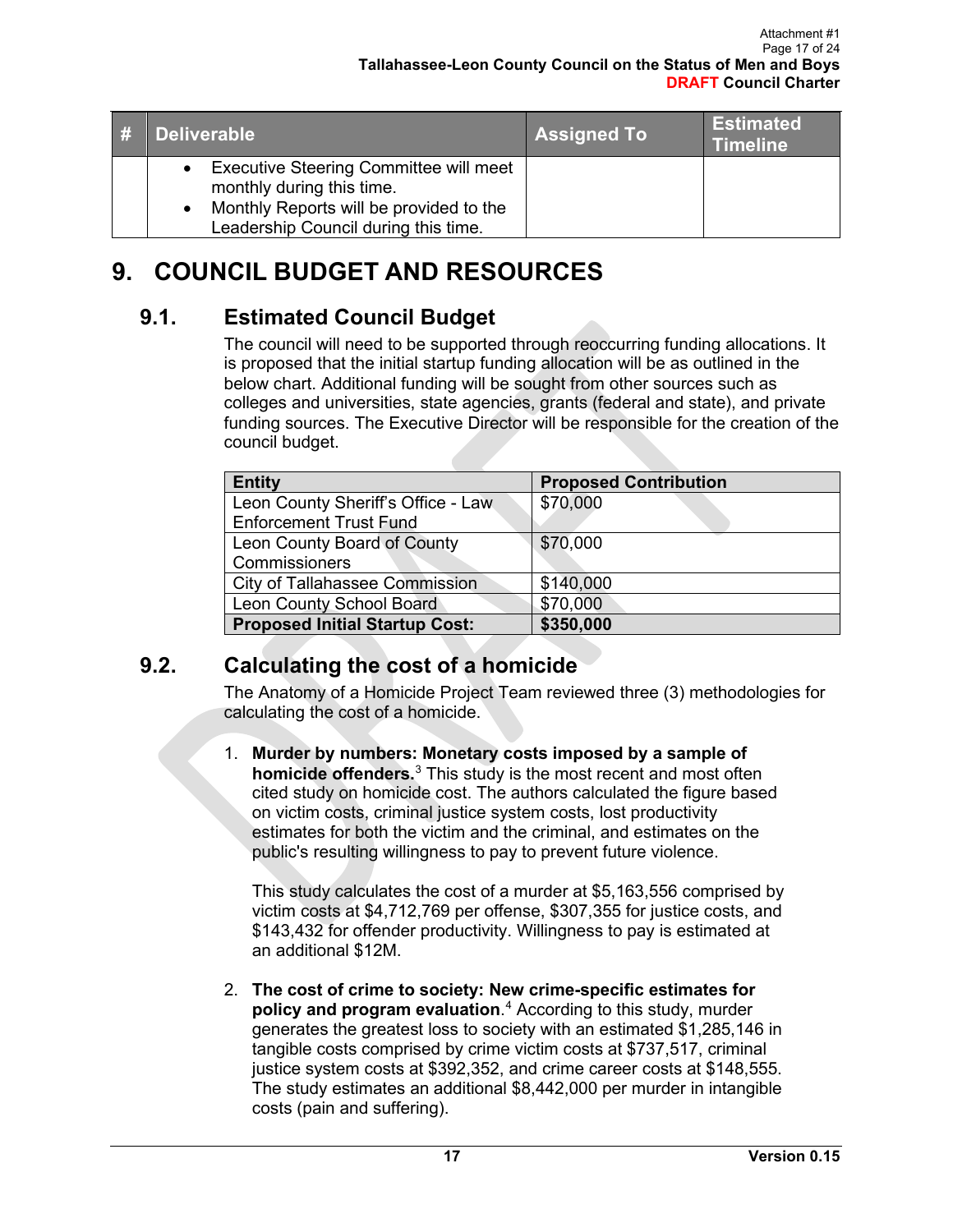| # | Deliverable | Assigned To | Estimated Timeline |
|---|---|---|---|
| | • Executive Steering Committee will meet monthly during this time.<br>• Monthly Reports will be provided to the Leadership Council during this time. | | |

# 9. COUNCIL BUDGET AND RESOURCES

## 9.1. Estimated Council Budget

The council will need to be supported through reoccurring funding allocations. It is proposed that the initial startup funding allocation will be as outlined in the below chart. Additional funding will be sought from other sources such as colleges and universities, state agencies, grants (federal and state), and private funding sources. The Executive Director will be responsible for the creation of the council budget.

| Entity | Proposed Contribution |
|---|---|
| Leon County Sheriff's Office - Law Enforcement Trust Fund | $70,000 |
| Leon County Board of County Commissioners | $70,000 |
| City of Tallahassee Commission | $140,000 |
| Leon County School Board | $70,000 |
| **Proposed Initial Startup Cost:** | **$350,000** |

## 9.2. Calculating the cost of a homicide

The Anatomy of a Homicide Project Team reviewed three (3) methodologies for calculating the cost of a homicide.

1. **Murder by numbers: Monetary costs imposed by a sample of homicide offenders.**[3] This study is the most recent and most often cited study on homicide cost. The authors calculated the figure based on victim costs, criminal justice system costs, lost productivity estimates for both the victim and the criminal, and estimates on the public's resulting willingness to pay to prevent future violence.

   This study calculates the cost of a murder at $5,163,556 comprised by victim costs at $4,712,769 per offense, $307,355 for justice costs, and $143,432 for offender productivity. Willingness to pay is estimated at an additional $12M.

2. **The cost of crime to society: New crime-specific estimates for policy and program evaluation**.[4] According to this study, murder generates the greatest loss to society with an estimated $1,285,146 in tangible costs comprised by crime victim costs at $737,517, criminal justice system costs at $392,352, and crime career costs at $148,555. The study estimates an additional $8,442,000 per murder in intangible costs (pain and suffering).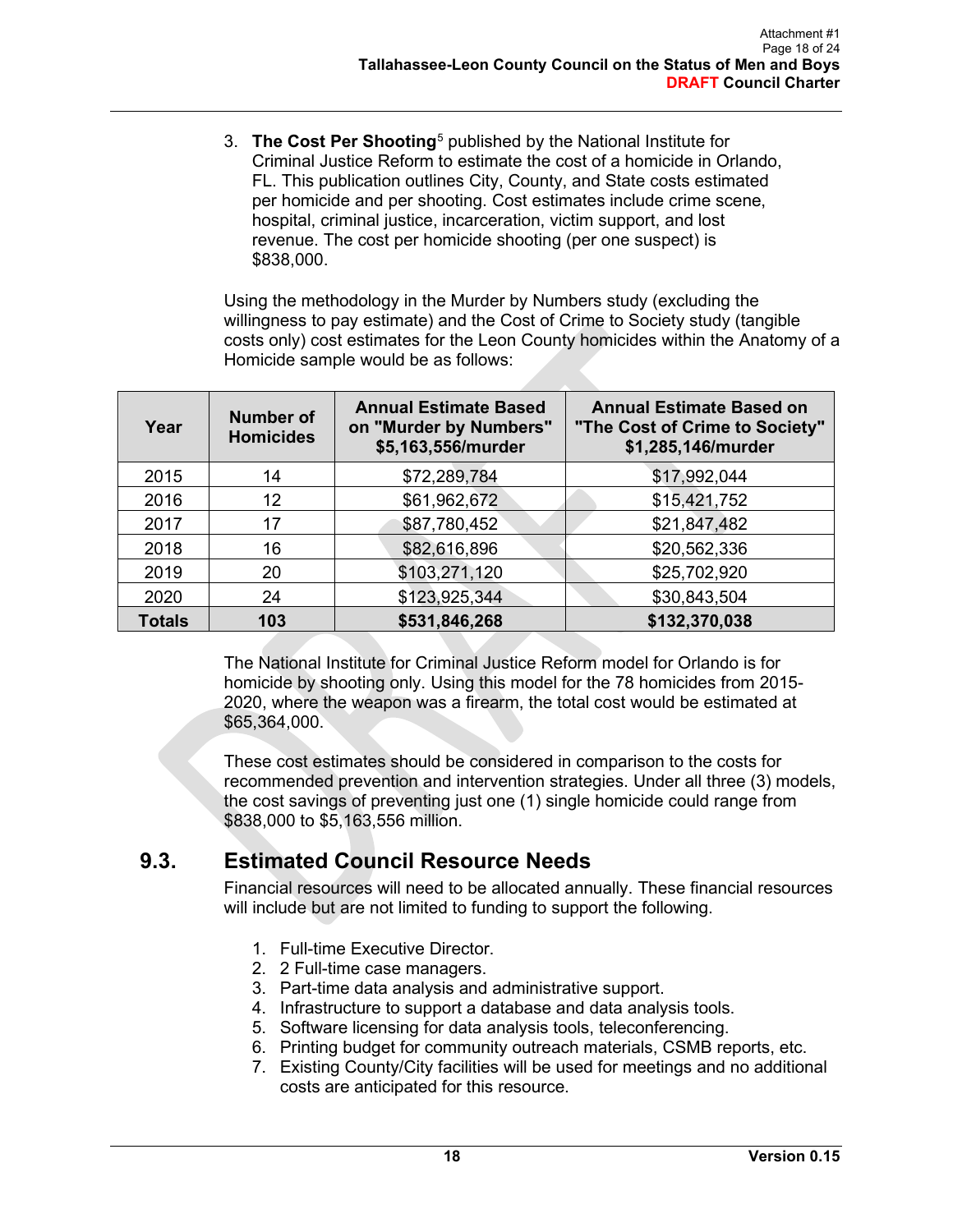3. **The Cost Per Shooting**[5] published by the National Institute for Criminal Justice Reform to estimate the cost of a homicide in Orlando, FL. This publication outlines City, County, and State costs estimated per homicide and per shooting. Cost estimates include crime scene, hospital, criminal justice, incarceration, victim support, and lost revenue. The cost per homicide shooting (per one suspect) is $838,000.

Using the methodology in the Murder by Numbers study (excluding the willingness to pay estimate) and the Cost of Crime to Society study (tangible costs only) cost estimates for the Leon County homicides within the Anatomy of a Homicide sample would be as follows:

| Year | Number of Homicides | Annual Estimate Based on "Murder by Numbers" $5,163,556/murder | Annual Estimate Based on "The Cost of Crime to Society" $1,285,146/murder |
|---|---|---|---|
| 2015 | 14 | $72,289,784 | $17,992,044 |
| 2016 | 12 | $61,962,672 | $15,421,752 |
| 2017 | 17 | $87,780,452 | $21,847,482 |
| 2018 | 16 | $82,616,896 | $20,562,336 |
| 2019 | 20 | $103,271,120 | $25,702,920 |
| 2020 | 24 | $123,925,344 | $30,843,504 |
| **Totals** | **103** | **$531,846,268** | **$132,370,038** |

The National Institute for Criminal Justice Reform model for Orlando is for homicide by shooting only. Using this model for the 78 homicides from 2015-2020, where the weapon was a firearm, the total cost would be estimated at $65,364,000.

These cost estimates should be considered in comparison to the costs for recommended prevention and intervention strategies. Under all three (3) models, the cost savings of preventing just one (1) single homicide could range from $838,000 to $5,163,556 million.

## 9.3. Estimated Council Resource Needs

Financial resources will need to be allocated annually. These financial resources will include but are not limited to funding to support the following.

1. Full-time Executive Director.
2. 2 Full-time case managers.
3. Part-time data analysis and administrative support.
4. Infrastructure to support a database and data analysis tools.
5. Software licensing for data analysis tools, teleconferencing.
6. Printing budget for community outreach materials, CSMB reports, etc.
7. Existing County/City facilities will be used for meetings and no additional costs are anticipated for this resource.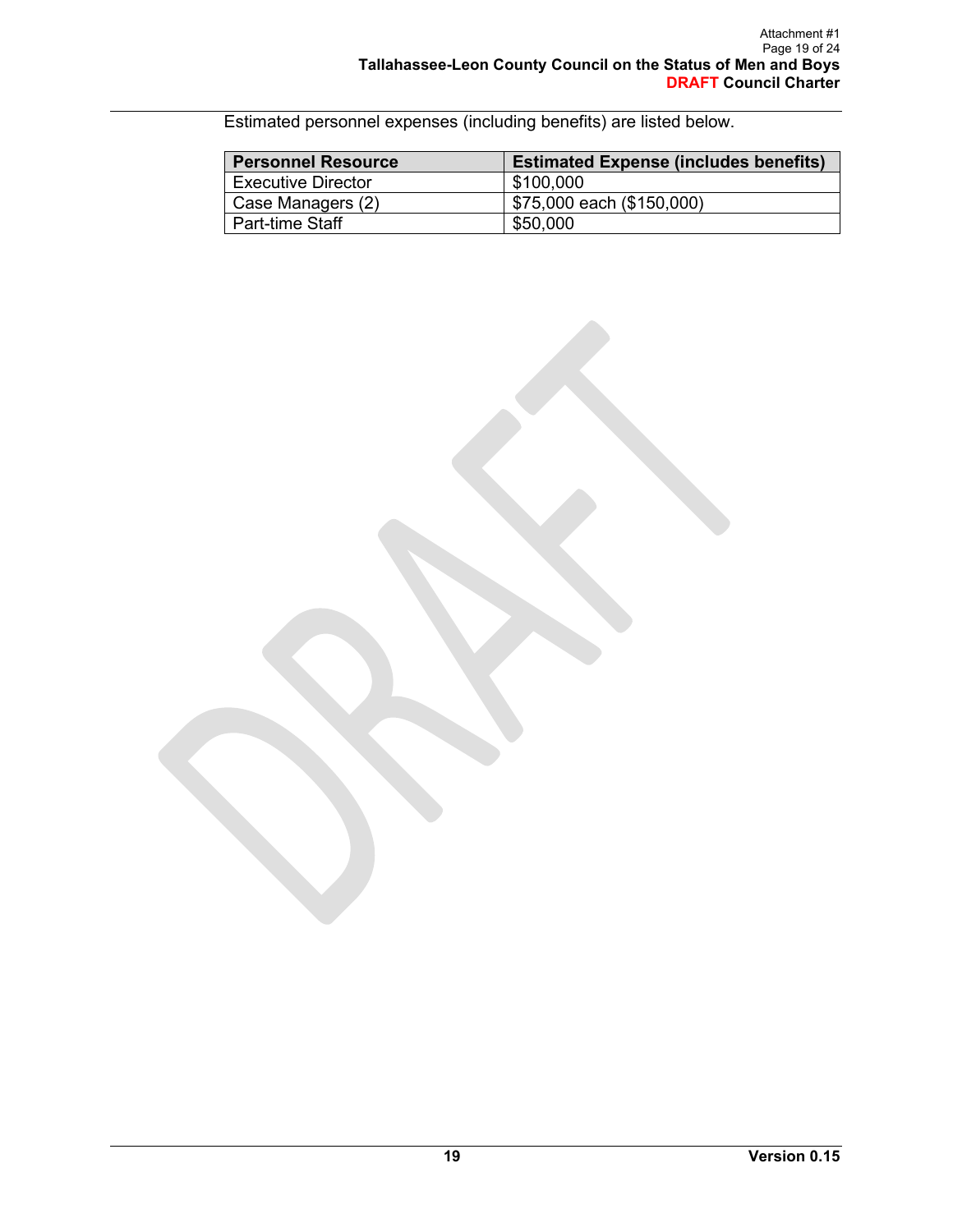Estimated personnel expenses (including benefits) are listed below.

| Personnel Resource | Estimated Expense (includes benefits) |
|---|---|
| Executive Director | $100,000 |
| Case Managers (2) | $75,000 each ($150,000) |
| Part-time Staff | $50,000 |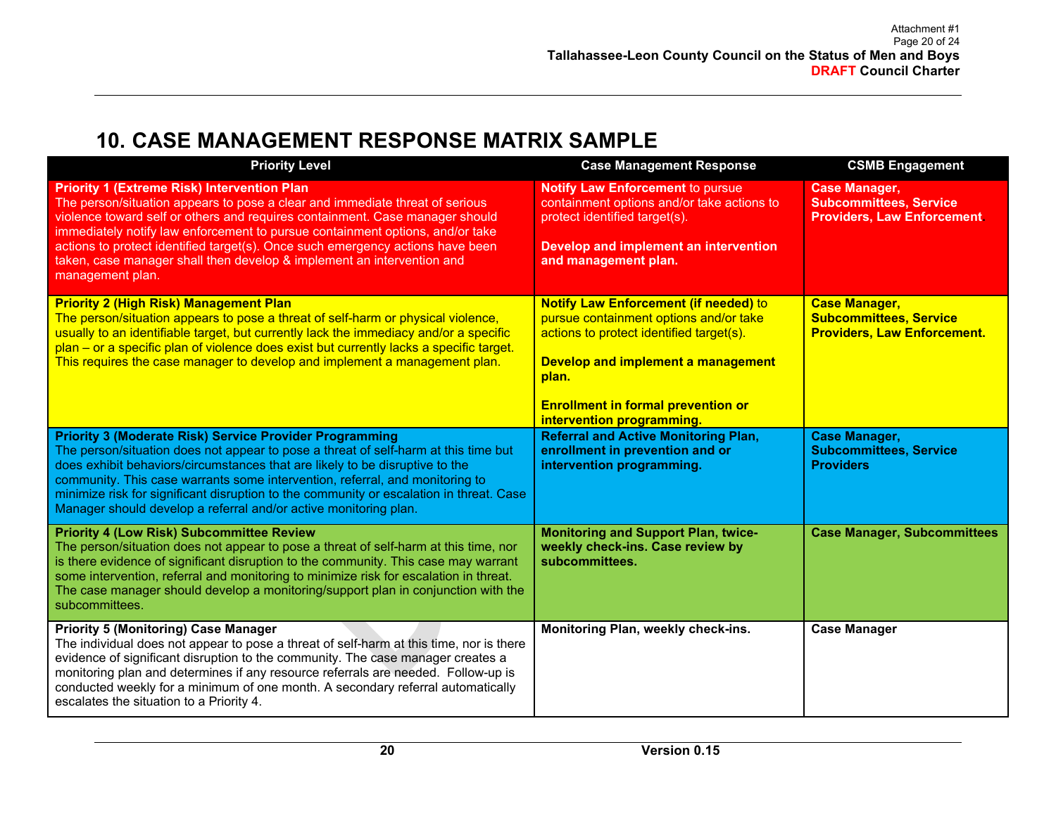## 10. CASE MANAGEMENT RESPONSE MATRIX SAMPLE

| Priority Level | Case Management Response | CSMB Engagement |
|---|---|---|
| **Priority 1 (Extreme Risk) Intervention Plan**<br>The person/situation appears to pose a clear and immediate threat of serious violence toward self or others and requires containment. Case manager should immediately notify law enforcement to pursue containment options, and/or take actions to protect identified target(s). Once such emergency actions have been taken, case manager shall then develop & implement an intervention and management plan. | **Notify Law Enforcement** to pursue containment options and/or take actions to protect identified target(s).<br><br>**Develop and implement an intervention and management plan.** | **Case Manager, Subcommittees, Service Providers, Law Enforcement** |
| **Priority 2 (High Risk) Management Plan**<br>The person/situation appears to pose a threat of self-harm or physical violence, usually to an identifiable target, but currently lack the immediacy and/or a specific plan – or a specific plan of violence does exist but currently lacks a specific target. This requires the case manager to develop and implement a management plan. | **Notify Law Enforcement (if needed)** to pursue containment options and/or take actions to protect identified target(s).<br><br>**Develop and implement a management plan.**<br><br>**Enrollment in formal prevention or intervention programming.** | **Case Manager, Subcommittees, Service Providers, Law Enforcement.** |
| **Priority 3 (Moderate Risk) Service Provider Programming**<br>The person/situation does not appear to pose a threat of self-harm at this time but does exhibit behaviors/circumstances that are likely to be disruptive to the community. This case warrants some intervention, referral, and monitoring to minimize risk for significant disruption to the community or escalation in threat. Case Manager should develop a referral and/or active monitoring plan. | **Referral and Active Monitoring Plan, enrollment in prevention and or intervention programming.** | **Case Manager, Subcommittees, Service Providers** |
| **Priority 4 (Low Risk) Subcommittee Review**<br>The person/situation does not appear to pose a threat of self-harm at this time, nor is there evidence of significant disruption to the community. This case may warrant some intervention, referral and monitoring to minimize risk for escalation in threat. The case manager should develop a monitoring/support plan in conjunction with the subcommittees. | **Monitoring and Support Plan, twice-weekly check-ins. Case review by subcommittees.** | **Case Manager, Subcommittees** |
| **Priority 5 (Monitoring) Case Manager**<br>The individual does not appear to pose a threat of self-harm at this time, nor is there evidence of significant disruption to the community. The case manager creates a monitoring plan and determines if any resource referrals are needed. Follow-up is conducted weekly for a minimum of one month. A secondary referral automatically escalates the situation to a Priority 4. | **Monitoring Plan, weekly check-ins.** | **Case Manager** |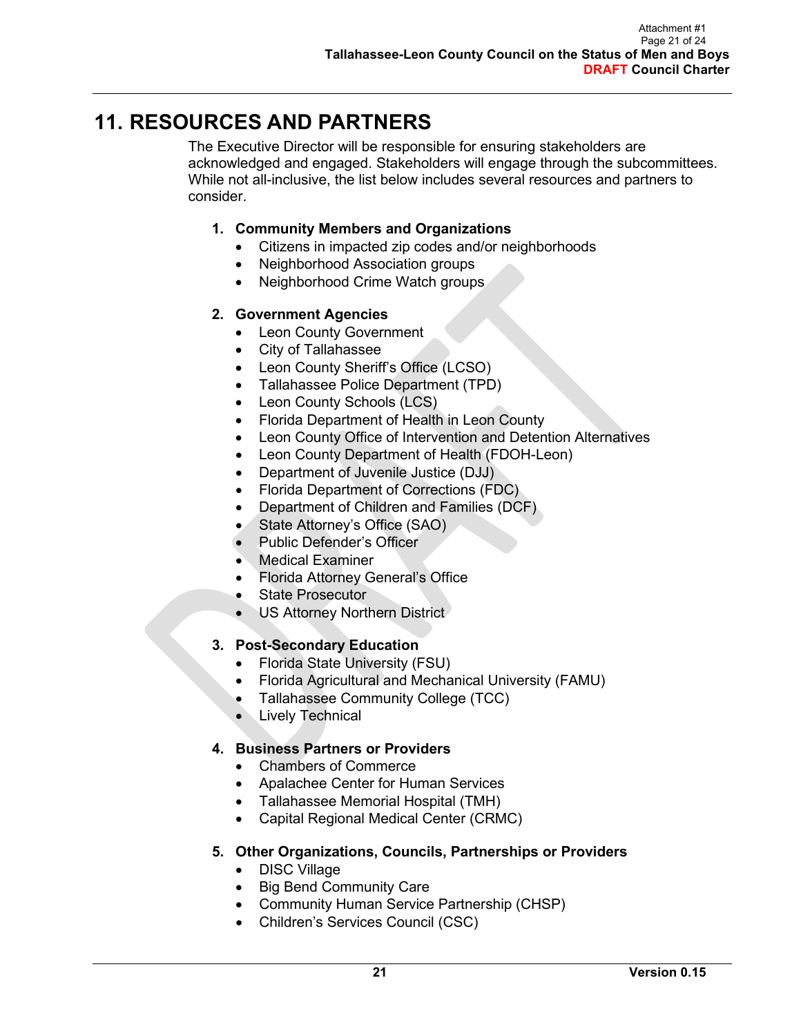# 11. RESOURCES AND PARTNERS

The Executive Director will be responsible for ensuring stakeholders are acknowledged and engaged. Stakeholders will engage through the subcommittees. While not all-inclusive, the list below includes several resources and partners to consider.

1. **Community Members and Organizations**
   - Citizens in impacted zip codes and/or neighborhoods
   - Neighborhood Association groups
   - Neighborhood Crime Watch groups

2. **Government Agencies**
   - Leon County Government
   - City of Tallahassee
   - Leon County Sheriff's Office (LCSO)
   - Tallahassee Police Department (TPD)
   - Leon County Schools (LCS)
   - Florida Department of Health in Leon County
   - Leon County Office of Intervention and Detention Alternatives
   - Leon County Department of Health (FDOH-Leon)
   - Department of Juvenile Justice (DJJ)
   - Florida Department of Corrections (FDC)
   - Department of Children and Families (DCF)
   - State Attorney's Office (SAO)
   - Public Defender's Officer
   - Medical Examiner
   - Florida Attorney General's Office
   - State Prosecutor
   - US Attorney Northern District

3. **Post-Secondary Education**
   - Florida State University (FSU)
   - Florida Agricultural and Mechanical University (FAMU)
   - Tallahassee Community College (TCC)
   - Lively Technical

4. **Business Partners or Providers**
   - Chambers of Commerce
   - Apalachee Center for Human Services
   - Tallahassee Memorial Hospital (TMH)
   - Capital Regional Medical Center (CRMC)

5. **Other Organizations, Councils, Partnerships or Providers**
   - DISC Village
   - Big Bend Community Care
   - Community Human Service Partnership (CHSP)
   - Children's Services Council (CSC)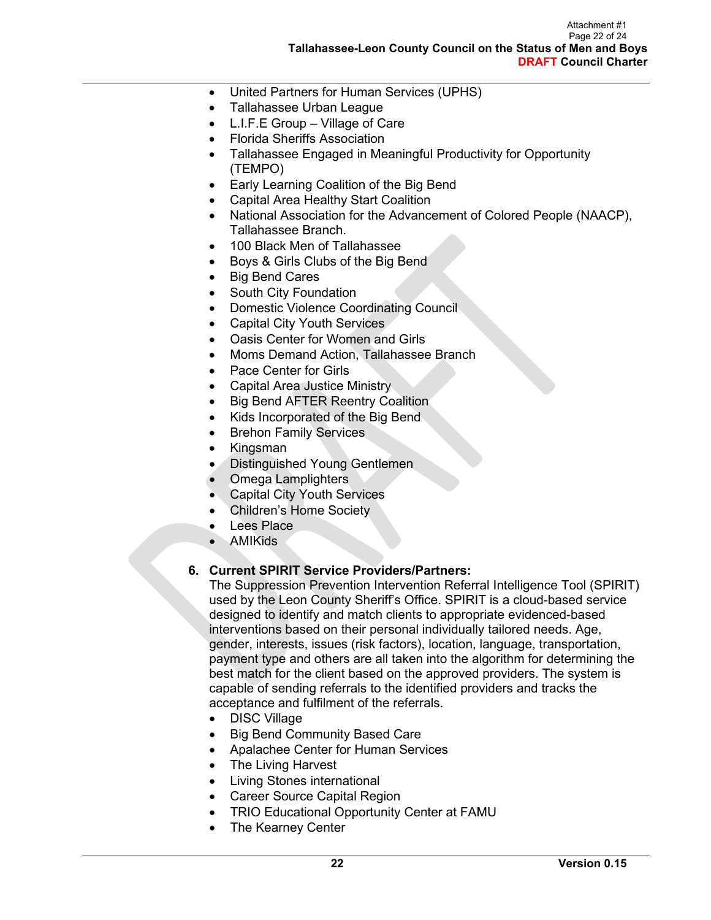- United Partners for Human Services (UPHS)
- Tallahassee Urban League
- L.I.F.E Group – Village of Care
- Florida Sheriffs Association
- Tallahassee Engaged in Meaningful Productivity for Opportunity (TEMPO)
- Early Learning Coalition of the Big Bend
- Capital Area Healthy Start Coalition
- National Association for the Advancement of Colored People (NAACP), Tallahassee Branch.
- 100 Black Men of Tallahassee
- Boys & Girls Clubs of the Big Bend
- Big Bend Cares
- South City Foundation
- Domestic Violence Coordinating Council
- Capital City Youth Services
- Oasis Center for Women and Girls
- Moms Demand Action, Tallahassee Branch
- Pace Center for Girls
- Capital Area Justice Ministry
- Big Bend AFTER Reentry Coalition
- Kids Incorporated of the Big Bend
- Brehon Family Services
- Kingsman
- Distinguished Young Gentlemen
- Omega Lamplighters
- Capital City Youth Services
- Children's Home Society
- Lees Place
- AMIKids

6. **Current SPIRIT Service Providers/Partners:**

The Suppression Prevention Intervention Referral Intelligence Tool (SPIRIT) used by the Leon County Sheriff's Office. SPIRIT is a cloud-based service designed to identify and match clients to appropriate evidenced-based interventions based on their personal individually tailored needs. Age, gender, interests, issues (risk factors), location, language, transportation, payment type and others are all taken into the algorithm for determining the best match for the client based on the approved providers. The system is capable of sending referrals to the identified providers and tracks the acceptance and fulfilment of the referrals.

- DISC Village
- Big Bend Community Based Care
- Apalachee Center for Human Services
- The Living Harvest
- Living Stones international
- Career Source Capital Region
- TRIO Educational Opportunity Center at FAMU
- The Kearney Center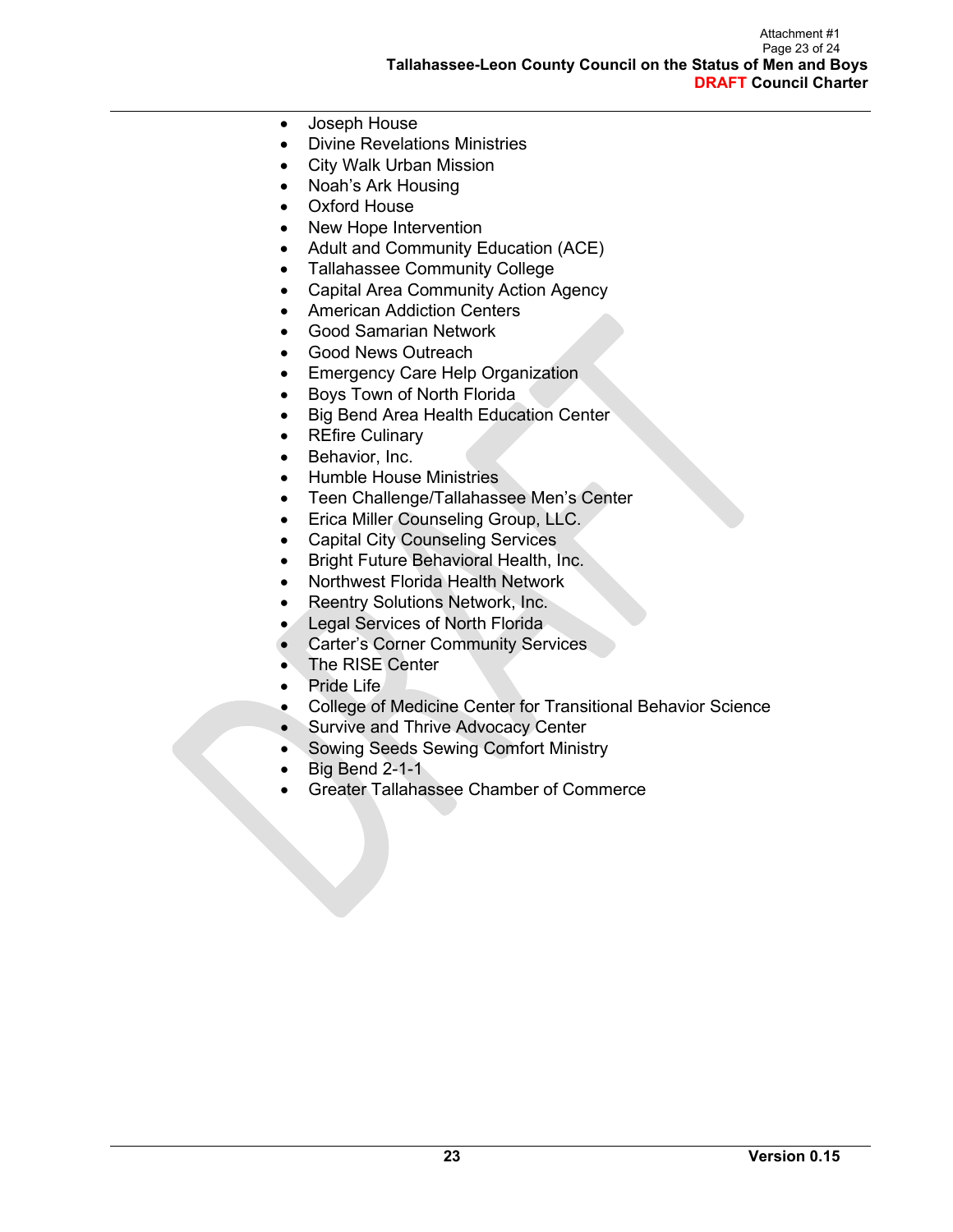- Joseph House
- Divine Revelations Ministries
- City Walk Urban Mission
- Noah's Ark Housing
- Oxford House
- New Hope Intervention
- Adult and Community Education (ACE)
- Tallahassee Community College
- Capital Area Community Action Agency
- American Addiction Centers
- Good Samarian Network
- Good News Outreach
- Emergency Care Help Organization
- Boys Town of North Florida
- Big Bend Area Health Education Center
- REfire Culinary
- Behavior, Inc.
- Humble House Ministries
- Teen Challenge/Tallahassee Men's Center
- Erica Miller Counseling Group, LLC.
- Capital City Counseling Services
- Bright Future Behavioral Health, Inc.
- Northwest Florida Health Network
- Reentry Solutions Network, Inc.
- Legal Services of North Florida
- Carter's Corner Community Services
- The RISE Center
- Pride Life
- College of Medicine Center for Transitional Behavior Science
- Survive and Thrive Advocacy Center
- Sowing Seeds Sewing Comfort Ministry
- Big Bend 2-1-1
- Greater Tallahassee Chamber of Commerce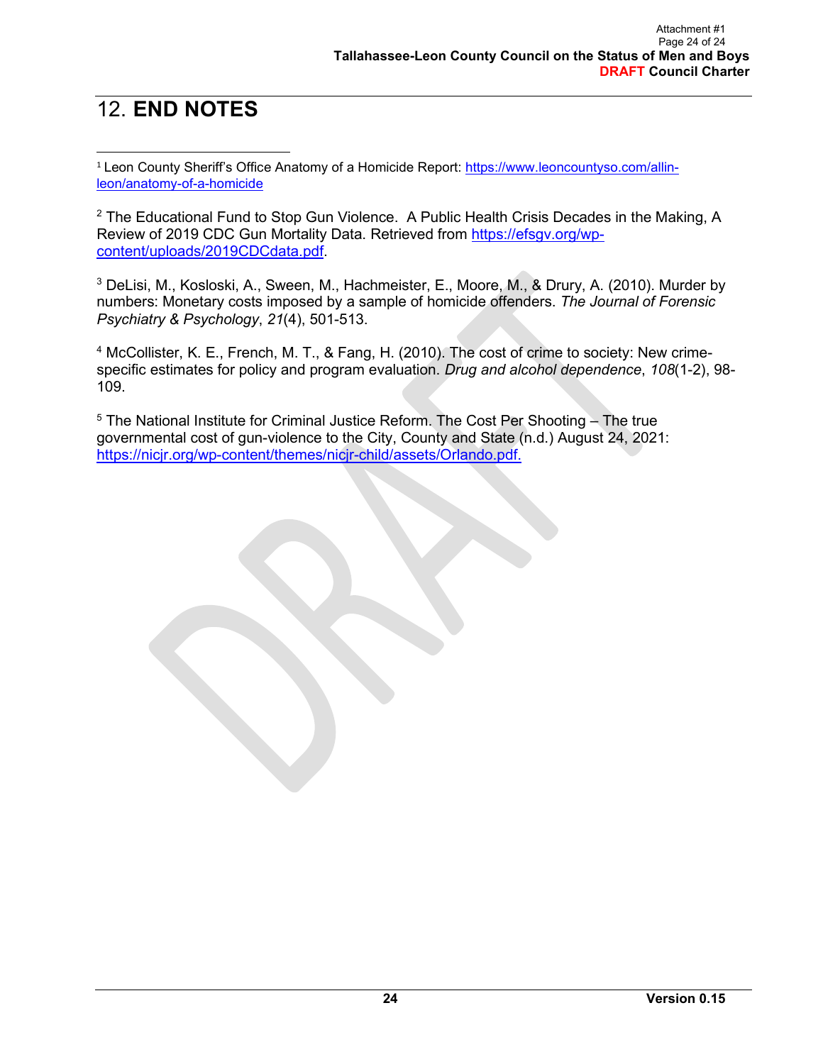# 12. END NOTES

[1] Leon County Sheriff's Office Anatomy of a Homicide Report: https://www.leoncountyso.com/allin-leon/anatomy-of-a-homicide

[2] The Educational Fund to Stop Gun Violence. A Public Health Crisis Decades in the Making, A Review of 2019 CDC Gun Mortality Data. Retrieved from https://efsgv.org/wp-content/uploads/2019CDCdata.pdf.

[3] DeLisi, M., Kosloski, A., Sween, M., Hachmeister, E., Moore, M., & Drury, A. (2010). Murder by numbers: Monetary costs imposed by a sample of homicide offenders. *The Journal of Forensic Psychiatry & Psychology*, *21*(4), 501-513.

[4] McCollister, K. E., French, M. T., & Fang, H. (2010). The cost of crime to society: New crime-specific estimates for policy and program evaluation. *Drug and alcohol dependence*, *108*(1-2), 98-109.

[5] The National Institute for Criminal Justice Reform. The Cost Per Shooting – The true governmental cost of gun-violence to the City, County and State (n.d.) August 24, 2021: https://nicjr.org/wp-content/themes/nicjr-child/assets/Orlando.pdf.